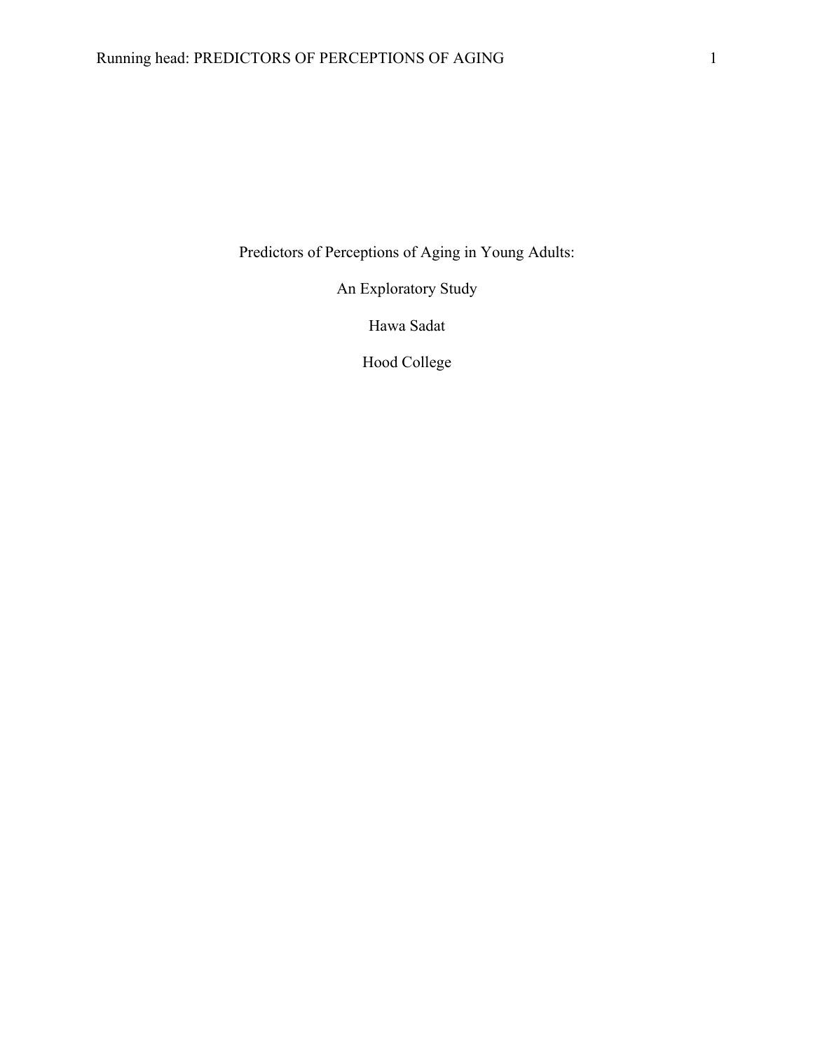# Predictors of Perceptions of Aging in Young Adults:

## An Exploratory Study

Hawa Sadat

Hood College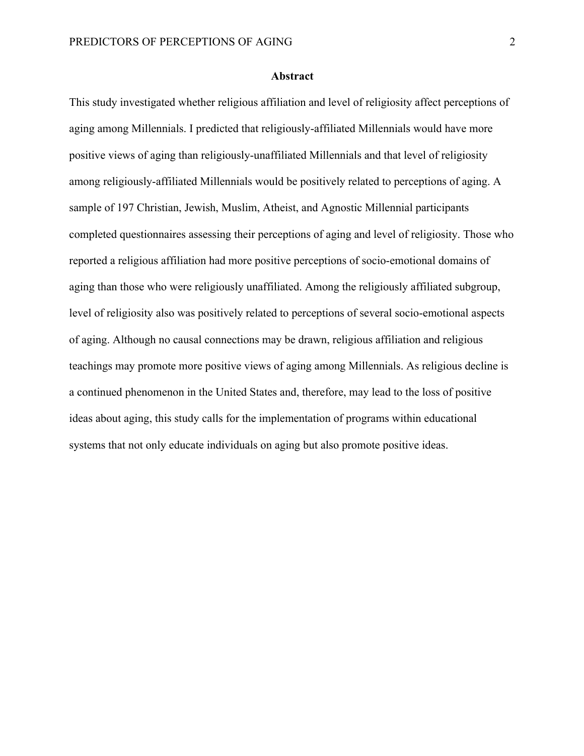# Abstract

This study investigated whether religious affiliation and level of religiosity affect perceptions of aging among Millennials. I predicted that religiously-affiliated Millennials would have more positive views of aging than religiously-unaffiliated Millennials and that level of religiosity among religiously-affiliated Millennials would be positively related to perceptions of aging. A sample of 197 Christian, Jewish, Muslim, Atheist, and Agnostic Millennial participants completed questionnaires assessing their perceptions of aging and level of religiosity. Those who reported a religious affiliation had more positive perceptions of socio-emotional domains of aging than those who were religiously unaffiliated. Among the religiously affiliated subgroup, level of religiosity also was positively related to perceptions of several socio-emotional aspects of aging. Although no causal connections may be drawn, religious affiliation and religious teachings may promote more positive views of aging among Millennials. As religious decline is a continued phenomenon in the United States and, therefore, may lead to the loss of positive ideas about aging, this study calls for the implementation of programs within educational systems that not only educate individuals on aging but also promote positive ideas.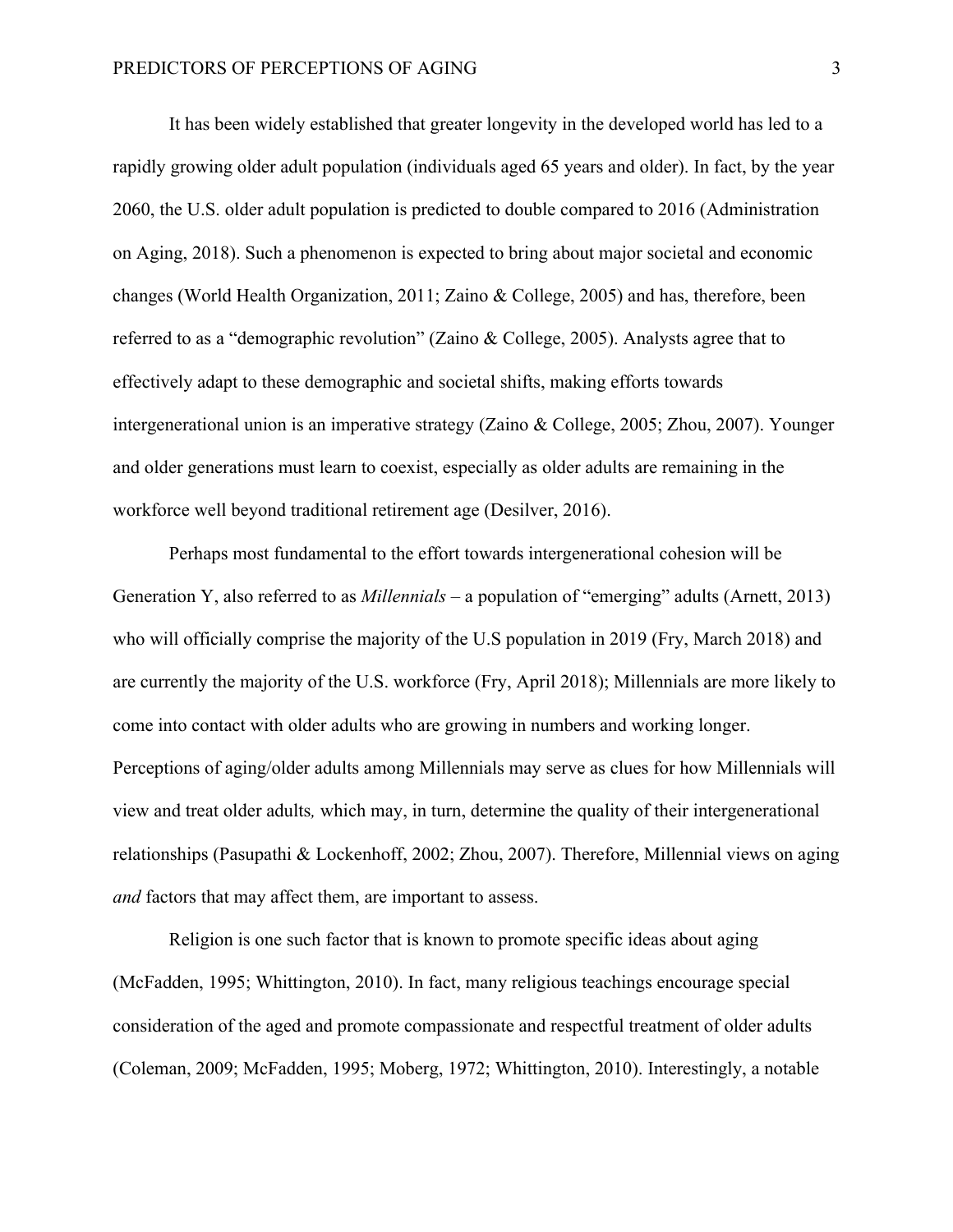It has been widely established that greater longevity in the developed world has led to a rapidly growing older adult population (individuals aged 65 years and older). In fact, by the year 2060, the U.S. older adult population is predicted to double compared to 2016 (Administration on Aging, 2018). Such a phenomenon is expected to bring about major societal and economic changes (World Health Organization, 2011; Zaino & College, 2005) and has, therefore, been referred to as a "demographic revolution" (Zaino & College, 2005). Analysts agree that to effectively adapt to these demographic and societal shifts, making efforts towards intergenerational union is an imperative strategy (Zaino & College, 2005; Zhou, 2007). Younger and older generations must learn to coexist, especially as older adults are remaining in the workforce well beyond traditional retirement age (Desilver, 2016).

Perhaps most fundamental to the effort towards intergenerational cohesion will be Generation Y, also referred to as *Millennials* – a population of "emerging" adults (Arnett, 2013) who will officially comprise the majority of the U.S population in 2019 (Fry, March 2018) and are currently the majority of the U.S. workforce (Fry, April 2018); Millennials are more likely to come into contact with older adults who are growing in numbers and working longer. Perceptions of aging/older adults among Millennials may serve as clues for how Millennials will view and treat older adults*,* which may, in turn, determine the quality of their intergenerational relationships (Pasupathi & Lockenhoff, 2002; Zhou, 2007). Therefore, Millennial views on aging *and* factors that may affect them, are important to assess.

Religion is one such factor that is known to promote specific ideas about aging (McFadden, 1995; Whittington, 2010). In fact, many religious teachings encourage special consideration of the aged and promote compassionate and respectful treatment of older adults (Coleman, 2009; McFadden, 1995; Moberg, 1972; Whittington, 2010). Interestingly, a notable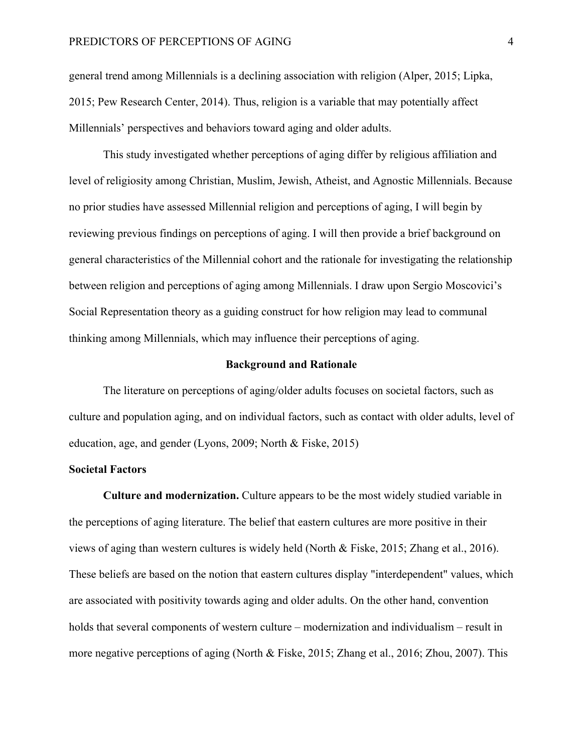general trend among Millennials is a declining association with religion (Alper, 2015; Lipka, 2015; Pew Research Center, 2014). Thus, religion is a variable that may potentially affect Millennials' perspectives and behaviors toward aging and older adults.

This study investigated whether perceptions of aging differ by religious affiliation and level of religiosity among Christian, Muslim, Jewish, Atheist, and Agnostic Millennials. Because no prior studies have assessed Millennial religion and perceptions of aging, I will begin by reviewing previous findings on perceptions of aging. I will then provide a brief background on general characteristics of the Millennial cohort and the rationale for investigating the relationship between religion and perceptions of aging among Millennials. I draw upon Sergio Moscovici's Social Representation theory as a guiding construct for how religion may lead to communal thinking among Millennials, which may influence their perceptions of aging.

## Background and Rationale

The literature on perceptions of aging/older adults focuses on societal factors, such as culture and population aging, and on individual factors, such as contact with older adults, level of education, age, and gender (Lyons, 2009; North & Fiske, 2015)

### Societal Factors

**Culture and modernization.** Culture appears to be the most widely studied variable in the perceptions of aging literature. The belief that eastern cultures are more positive in their views of aging than western cultures is widely held (North & Fiske, 2015; Zhang et al., 2016). These beliefs are based on the notion that eastern cultures display "interdependent" values, which are associated with positivity towards aging and older adults. On the other hand, convention holds that several components of western culture – modernization and individualism – result in more negative perceptions of aging (North & Fiske, 2015; Zhang et al., 2016; Zhou, 2007). This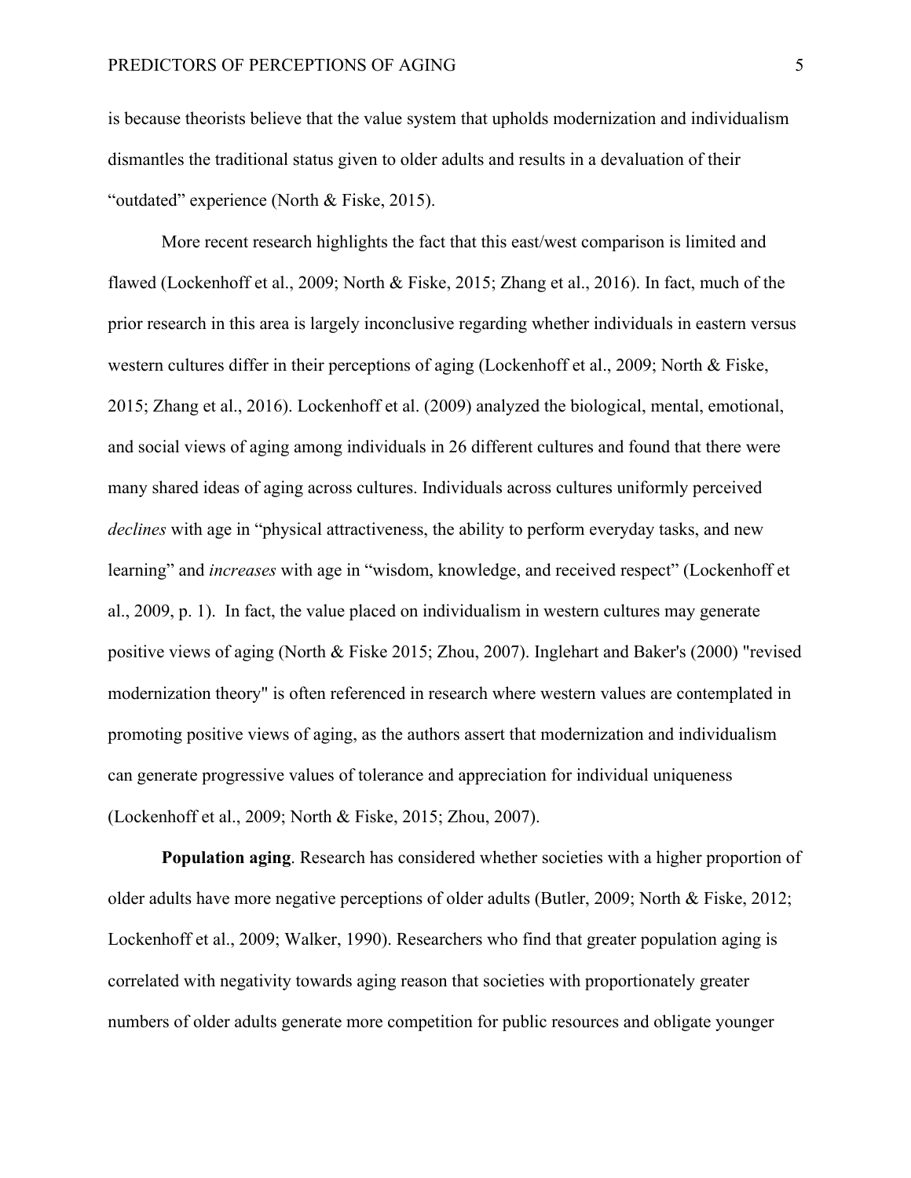is because theorists believe that the value system that upholds modernization and individualism dismantles the traditional status given to older adults and results in a devaluation of their "outdated" experience (North & Fiske, 2015).

More recent research highlights the fact that this east/west comparison is limited and flawed (Lockenhoff et al., 2009; North & Fiske, 2015; Zhang et al., 2016). In fact, much of the prior research in this area is largely inconclusive regarding whether individuals in eastern versus western cultures differ in their perceptions of aging (Lockenhoff et al., 2009; North & Fiske, 2015; Zhang et al., 2016). Lockenhoff et al. (2009) analyzed the biological, mental, emotional, and social views of aging among individuals in 26 different cultures and found that there were many shared ideas of aging across cultures. Individuals across cultures uniformly perceived *declines* with age in "physical attractiveness, the ability to perform everyday tasks, and new learning" and *increases* with age in "wisdom, knowledge, and received respect" (Lockenhoff et al., 2009, p. 1). In fact, the value placed on individualism in western cultures may generate positive views of aging (North & Fiske 2015; Zhou, 2007). Inglehart and Baker's (2000) "revised modernization theory" is often referenced in research where western values are contemplated in promoting positive views of aging, as the authors assert that modernization and individualism can generate progressive values of tolerance and appreciation for individual uniqueness (Lockenhoff et al., 2009; North & Fiske, 2015; Zhou, 2007).

**Population aging**. Research has considered whether societies with a higher proportion of older adults have more negative perceptions of older adults (Butler, 2009; North & Fiske, 2012; Lockenhoff et al., 2009; Walker, 1990). Researchers who find that greater population aging is correlated with negativity towards aging reason that societies with proportionately greater numbers of older adults generate more competition for public resources and obligate younger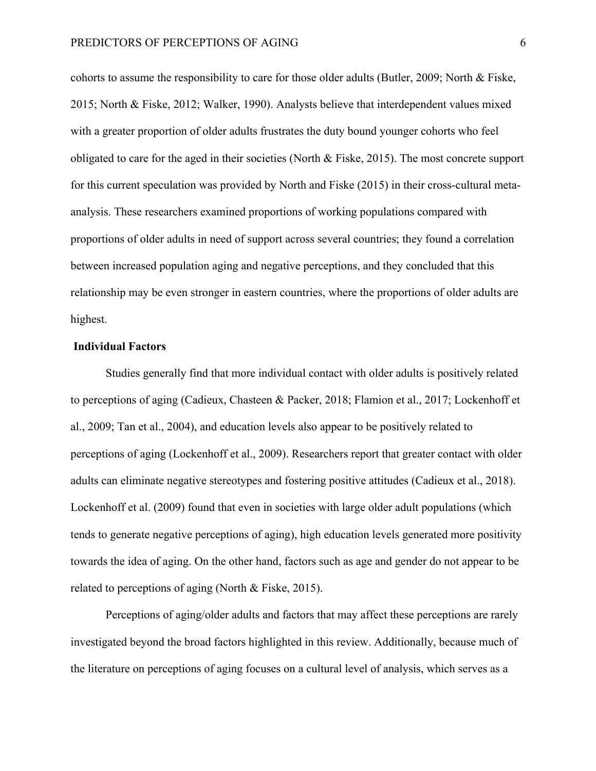cohorts to assume the responsibility to care for those older adults (Butler, 2009; North & Fiske, 2015; North & Fiske, 2012; Walker, 1990). Analysts believe that interdependent values mixed with a greater proportion of older adults frustrates the duty bound younger cohorts who feel obligated to care for the aged in their societies (North & Fiske, 2015). The most concrete support for this current speculation was provided by North and Fiske (2015) in their cross-cultural meta-analysis. These researchers examined proportions of working populations compared with proportions of older adults in need of support across several countries; they found a correlation between increased population aging and negative perceptions, and they concluded that this relationship may be even stronger in eastern countries, where the proportions of older adults are highest.

**Individual Factors**

Studies generally find that more individual contact with older adults is positively related to perceptions of aging (Cadieux, Chasteen & Packer, 2018; Flamion et al., 2017; Lockenhoff et al., 2009; Tan et al., 2004), and education levels also appear to be positively related to perceptions of aging (Lockenhoff et al., 2009). Researchers report that greater contact with older adults can eliminate negative stereotypes and fostering positive attitudes (Cadieux et al., 2018). Lockenhoff et al. (2009) found that even in societies with large older adult populations (which tends to generate negative perceptions of aging), high education levels generated more positivity towards the idea of aging. On the other hand, factors such as age and gender do not appear to be related to perceptions of aging (North & Fiske, 2015).

Perceptions of aging/older adults and factors that may affect these perceptions are rarely investigated beyond the broad factors highlighted in this review. Additionally, because much of the literature on perceptions of aging focuses on a cultural level of analysis, which serves as a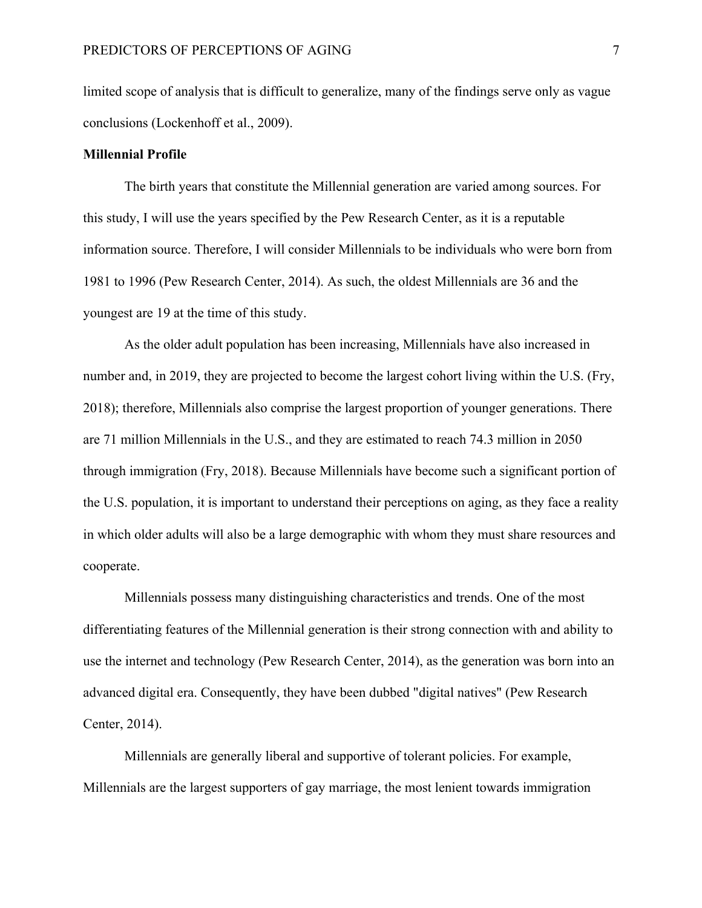limited scope of analysis that is difficult to generalize, many of the findings serve only as vague conclusions (Lockenhoff et al., 2009).

**Millennial Profile**

The birth years that constitute the Millennial generation are varied among sources. For this study, I will use the years specified by the Pew Research Center, as it is a reputable information source. Therefore, I will consider Millennials to be individuals who were born from 1981 to 1996 (Pew Research Center, 2014). As such, the oldest Millennials are 36 and the youngest are 19 at the time of this study.

As the older adult population has been increasing, Millennials have also increased in number and, in 2019, they are projected to become the largest cohort living within the U.S. (Fry, 2018); therefore, Millennials also comprise the largest proportion of younger generations. There are 71 million Millennials in the U.S., and they are estimated to reach 74.3 million in 2050 through immigration (Fry, 2018). Because Millennials have become such a significant portion of the U.S. population, it is important to understand their perceptions on aging, as they face a reality in which older adults will also be a large demographic with whom they must share resources and cooperate.

Millennials possess many distinguishing characteristics and trends. One of the most differentiating features of the Millennial generation is their strong connection with and ability to use the internet and technology (Pew Research Center, 2014), as the generation was born into an advanced digital era. Consequently, they have been dubbed "digital natives" (Pew Research Center, 2014).

Millennials are generally liberal and supportive of tolerant policies. For example, Millennials are the largest supporters of gay marriage, the most lenient towards immigration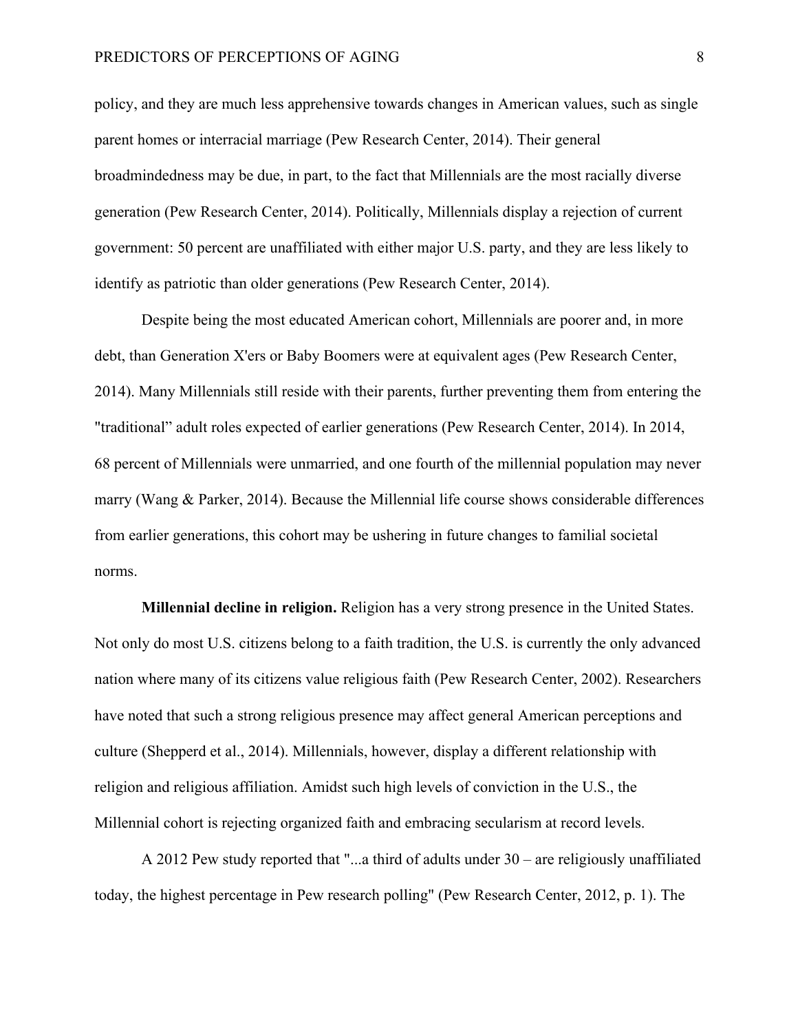policy, and they are much less apprehensive towards changes in American values, such as single parent homes or interracial marriage (Pew Research Center, 2014). Their general broadmindedness may be due, in part, to the fact that Millennials are the most racially diverse generation (Pew Research Center, 2014). Politically, Millennials display a rejection of current government: 50 percent are unaffiliated with either major U.S. party, and they are less likely to identify as patriotic than older generations (Pew Research Center, 2014).

Despite being the most educated American cohort, Millennials are poorer and, in more debt, than Generation X'ers or Baby Boomers were at equivalent ages (Pew Research Center, 2014). Many Millennials still reside with their parents, further preventing them from entering the "traditional" adult roles expected of earlier generations (Pew Research Center, 2014). In 2014, 68 percent of Millennials were unmarried, and one fourth of the millennial population may never marry (Wang & Parker, 2014). Because the Millennial life course shows considerable differences from earlier generations, this cohort may be ushering in future changes to familial societal norms.

**Millennial decline in religion.** Religion has a very strong presence in the United States. Not only do most U.S. citizens belong to a faith tradition, the U.S. is currently the only advanced nation where many of its citizens value religious faith (Pew Research Center, 2002). Researchers have noted that such a strong religious presence may affect general American perceptions and culture (Shepperd et al., 2014). Millennials, however, display a different relationship with religion and religious affiliation. Amidst such high levels of conviction in the U.S., the Millennial cohort is rejecting organized faith and embracing secularism at record levels.

A 2012 Pew study reported that "...a third of adults under 30 – are religiously unaffiliated today, the highest percentage in Pew research polling" (Pew Research Center, 2012, p. 1). The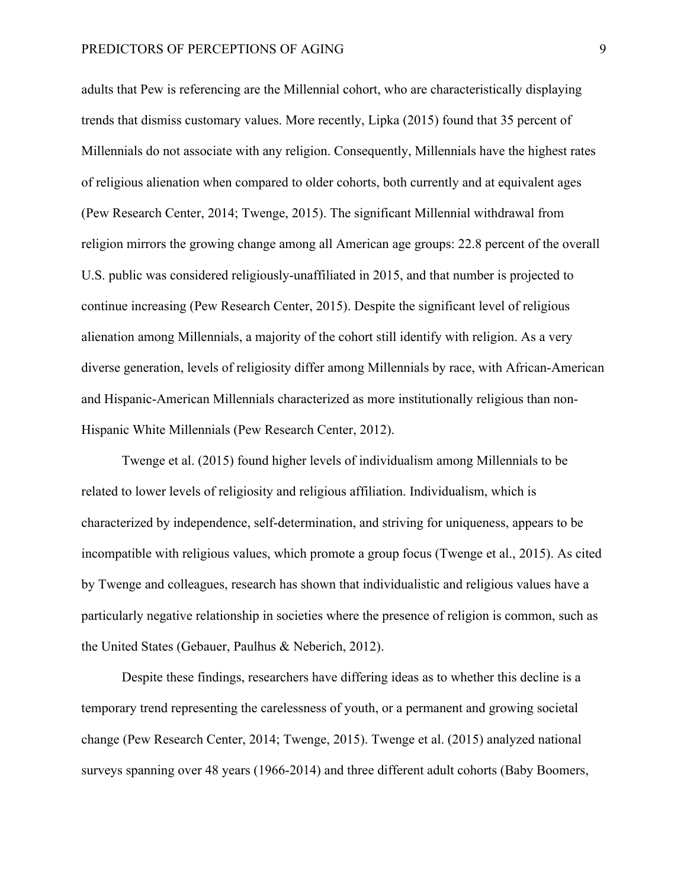adults that Pew is referencing are the Millennial cohort, who are characteristically displaying trends that dismiss customary values. More recently, Lipka (2015) found that 35 percent of Millennials do not associate with any religion. Consequently, Millennials have the highest rates of religious alienation when compared to older cohorts, both currently and at equivalent ages (Pew Research Center, 2014; Twenge, 2015). The significant Millennial withdrawal from religion mirrors the growing change among all American age groups: 22.8 percent of the overall U.S. public was considered religiously-unaffiliated in 2015, and that number is projected to continue increasing (Pew Research Center, 2015). Despite the significant level of religious alienation among Millennials, a majority of the cohort still identify with religion. As a very diverse generation, levels of religiosity differ among Millennials by race, with African-American and Hispanic-American Millennials characterized as more institutionally religious than non-Hispanic White Millennials (Pew Research Center, 2012).

Twenge et al. (2015) found higher levels of individualism among Millennials to be related to lower levels of religiosity and religious affiliation. Individualism, which is characterized by independence, self-determination, and striving for uniqueness, appears to be incompatible with religious values, which promote a group focus (Twenge et al., 2015). As cited by Twenge and colleagues, research has shown that individualistic and religious values have a particularly negative relationship in societies where the presence of religion is common, such as the United States (Gebauer, Paulhus & Neberich, 2012).

Despite these findings, researchers have differing ideas as to whether this decline is a temporary trend representing the carelessness of youth, or a permanent and growing societal change (Pew Research Center, 2014; Twenge, 2015). Twenge et al. (2015) analyzed national surveys spanning over 48 years (1966-2014) and three different adult cohorts (Baby Boomers,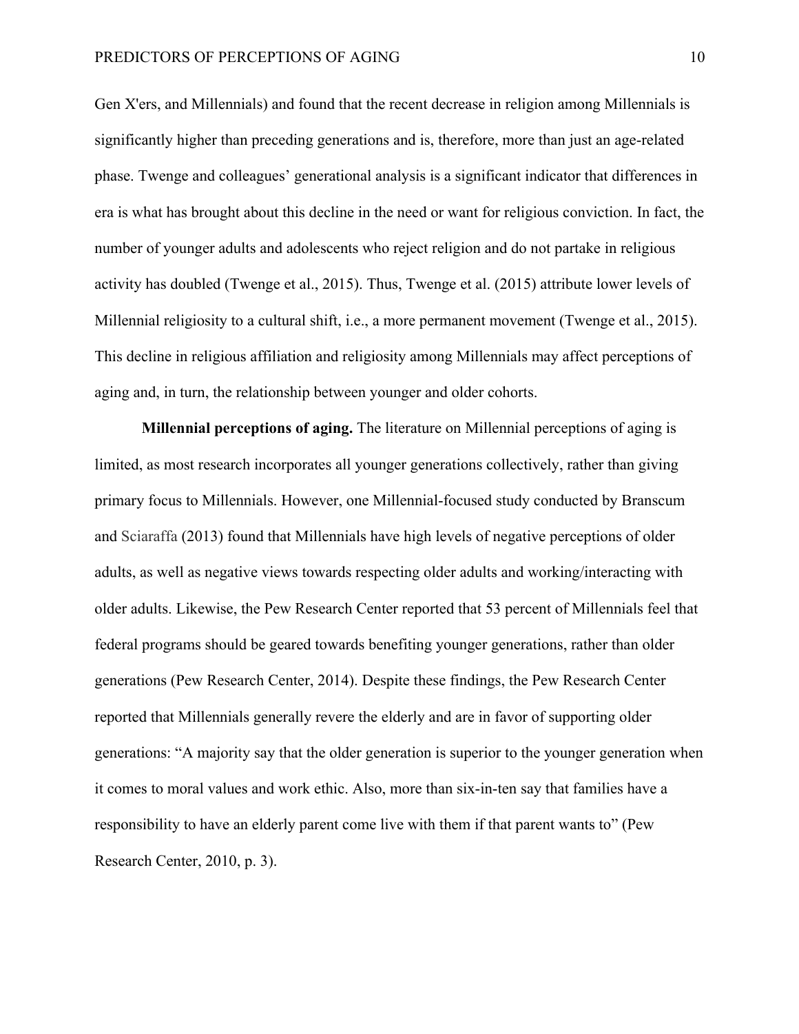Gen X'ers, and Millennials) and found that the recent decrease in religion among Millennials is significantly higher than preceding generations and is, therefore, more than just an age-related phase. Twenge and colleagues' generational analysis is a significant indicator that differences in era is what has brought about this decline in the need or want for religious conviction. In fact, the number of younger adults and adolescents who reject religion and do not partake in religious activity has doubled (Twenge et al., 2015). Thus, Twenge et al. (2015) attribute lower levels of Millennial religiosity to a cultural shift, i.e., a more permanent movement (Twenge et al., 2015). This decline in religious affiliation and religiosity among Millennials may affect perceptions of aging and, in turn, the relationship between younger and older cohorts.

**Millennial perceptions of aging.** The literature on Millennial perceptions of aging is limited, as most research incorporates all younger generations collectively, rather than giving primary focus to Millennials. However, one Millennial-focused study conducted by Branscum and Sciaraffa (2013) found that Millennials have high levels of negative perceptions of older adults, as well as negative views towards respecting older adults and working/interacting with older adults. Likewise, the Pew Research Center reported that 53 percent of Millennials feel that federal programs should be geared towards benefiting younger generations, rather than older generations (Pew Research Center, 2014). Despite these findings, the Pew Research Center reported that Millennials generally revere the elderly and are in favor of supporting older generations: "A majority say that the older generation is superior to the younger generation when it comes to moral values and work ethic. Also, more than six-in-ten say that families have a responsibility to have an elderly parent come live with them if that parent wants to" (Pew Research Center, 2010, p. 3).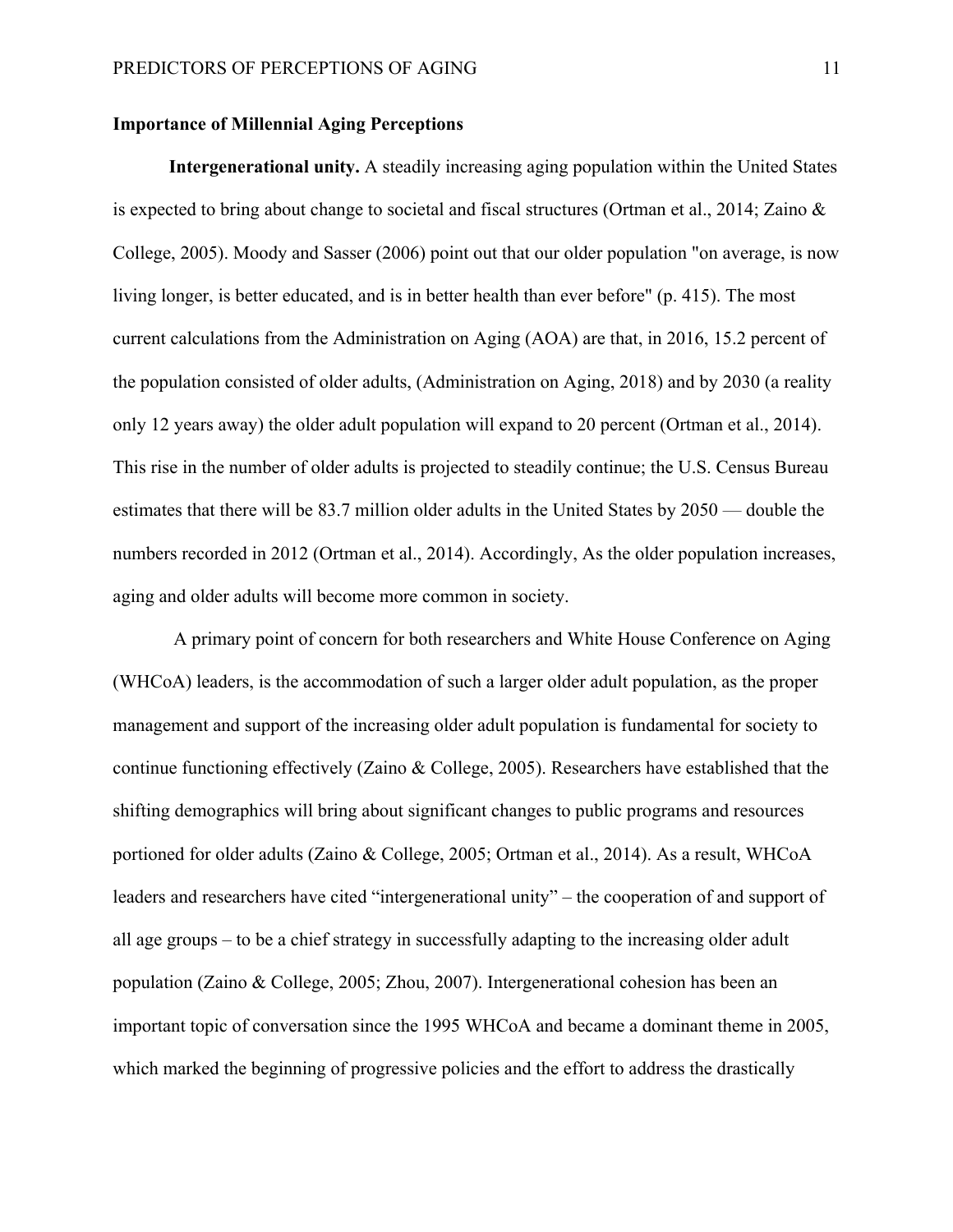## Importance of Millennial Aging Perceptions

**Intergenerational unity.** A steadily increasing aging population within the United States is expected to bring about change to societal and fiscal structures (Ortman et al., 2014; Zaino & College, 2005). Moody and Sasser (2006) point out that our older population "on average, is now living longer, is better educated, and is in better health than ever before" (p. 415). The most current calculations from the Administration on Aging (AOA) are that, in 2016, 15.2 percent of the population consisted of older adults, (Administration on Aging, 2018) and by 2030 (a reality only 12 years away) the older adult population will expand to 20 percent (Ortman et al., 2014). This rise in the number of older adults is projected to steadily continue; the U.S. Census Bureau estimates that there will be 83.7 million older adults in the United States by 2050 — double the numbers recorded in 2012 (Ortman et al., 2014). Accordingly, As the older population increases, aging and older adults will become more common in society.

A primary point of concern for both researchers and White House Conference on Aging (WHCoA) leaders, is the accommodation of such a larger older adult population, as the proper management and support of the increasing older adult population is fundamental for society to continue functioning effectively (Zaino & College, 2005). Researchers have established that the shifting demographics will bring about significant changes to public programs and resources portioned for older adults (Zaino & College, 2005; Ortman et al., 2014). As a result, WHCoA leaders and researchers have cited "intergenerational unity" – the cooperation of and support of all age groups – to be a chief strategy in successfully adapting to the increasing older adult population (Zaino & College, 2005; Zhou, 2007). Intergenerational cohesion has been an important topic of conversation since the 1995 WHCoA and became a dominant theme in 2005, which marked the beginning of progressive policies and the effort to address the drastically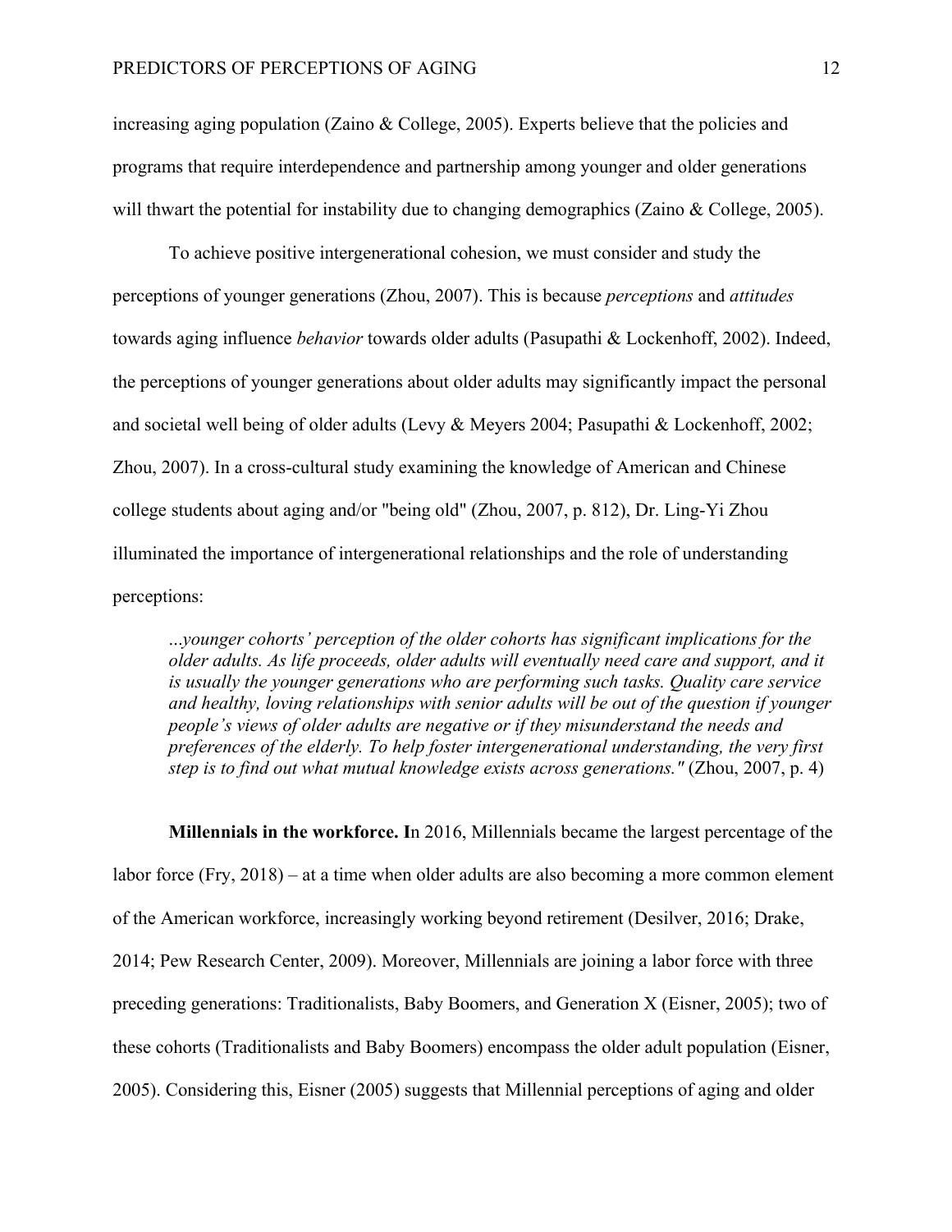increasing aging population (Zaino & College, 2005). Experts believe that the policies and programs that require interdependence and partnership among younger and older generations will thwart the potential for instability due to changing demographics (Zaino & College, 2005).

To achieve positive intergenerational cohesion, we must consider and study the perceptions of younger generations (Zhou, 2007). This is because *perceptions* and *attitudes* towards aging influence *behavior* towards older adults (Pasupathi & Lockenhoff, 2002). Indeed, the perceptions of younger generations about older adults may significantly impact the personal and societal well being of older adults (Levy & Meyers 2004; Pasupathi & Lockenhoff, 2002; Zhou, 2007). In a cross-cultural study examining the knowledge of American and Chinese college students about aging and/or "being old" (Zhou, 2007, p. 812), Dr. Ling-Yi Zhou illuminated the importance of intergenerational relationships and the role of understanding perceptions:

> *...younger cohorts' perception of the older cohorts has significant implications for the older adults. As life proceeds, older adults will eventually need care and support, and it is usually the younger generations who are performing such tasks. Quality care service and healthy, loving relationships with senior adults will be out of the question if younger people's views of older adults are negative or if they misunderstand the needs and preferences of the elderly. To help foster intergenerational understanding, the very first step is to find out what mutual knowledge exists across generations."* (Zhou, 2007, p. 4)

**Millennials in the workforce. I**n 2016, Millennials became the largest percentage of the labor force (Fry, 2018) – at a time when older adults are also becoming a more common element of the American workforce, increasingly working beyond retirement (Desilver, 2016; Drake, 2014; Pew Research Center, 2009). Moreover, Millennials are joining a labor force with three preceding generations: Traditionalists, Baby Boomers, and Generation X (Eisner, 2005); two of these cohorts (Traditionalists and Baby Boomers) encompass the older adult population (Eisner, 2005). Considering this, Eisner (2005) suggests that Millennial perceptions of aging and older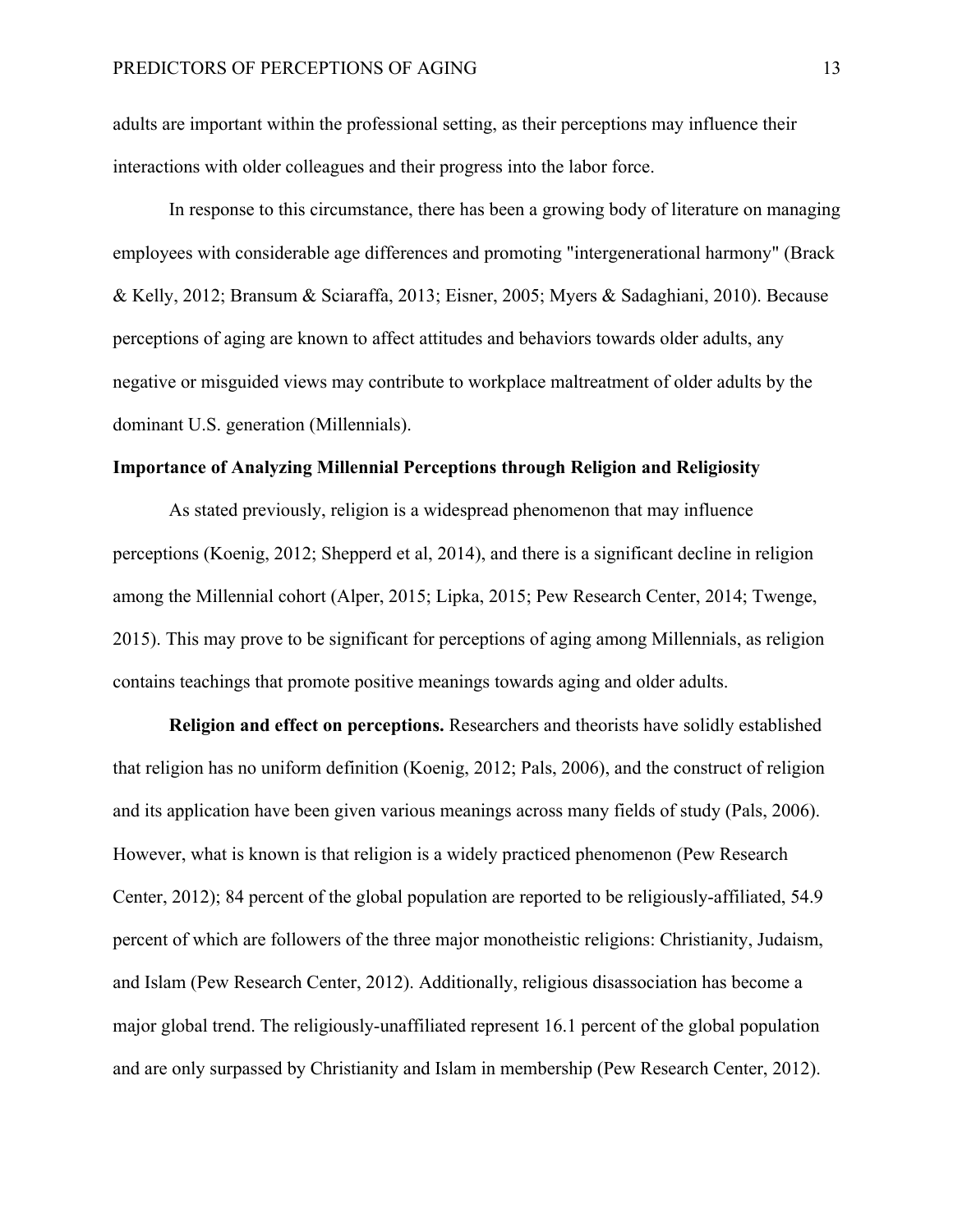adults are important within the professional setting, as their perceptions may influence their interactions with older colleagues and their progress into the labor force.

In response to this circumstance, there has been a growing body of literature on managing employees with considerable age differences and promoting "intergenerational harmony" (Brack & Kelly, 2012; Bransum & Sciaraffa, 2013; Eisner, 2005; Myers & Sadaghiani, 2010). Because perceptions of aging are known to affect attitudes and behaviors towards older adults, any negative or misguided views may contribute to workplace maltreatment of older adults by the dominant U.S. generation (Millennials).

## Importance of Analyzing Millennial Perceptions through Religion and Religiosity

As stated previously, religion is a widespread phenomenon that may influence perceptions (Koenig, 2012; Shepperd et al, 2014), and there is a significant decline in religion among the Millennial cohort (Alper, 2015; Lipka, 2015; Pew Research Center, 2014; Twenge, 2015). This may prove to be significant for perceptions of aging among Millennials, as religion contains teachings that promote positive meanings towards aging and older adults.

**Religion and effect on perceptions.** Researchers and theorists have solidly established that religion has no uniform definition (Koenig, 2012; Pals, 2006), and the construct of religion and its application have been given various meanings across many fields of study (Pals, 2006). However, what is known is that religion is a widely practiced phenomenon (Pew Research Center, 2012); 84 percent of the global population are reported to be religiously-affiliated, 54.9 percent of which are followers of the three major monotheistic religions: Christianity, Judaism, and Islam (Pew Research Center, 2012). Additionally, religious disassociation has become a major global trend. The religiously-unaffiliated represent 16.1 percent of the global population and are only surpassed by Christianity and Islam in membership (Pew Research Center, 2012).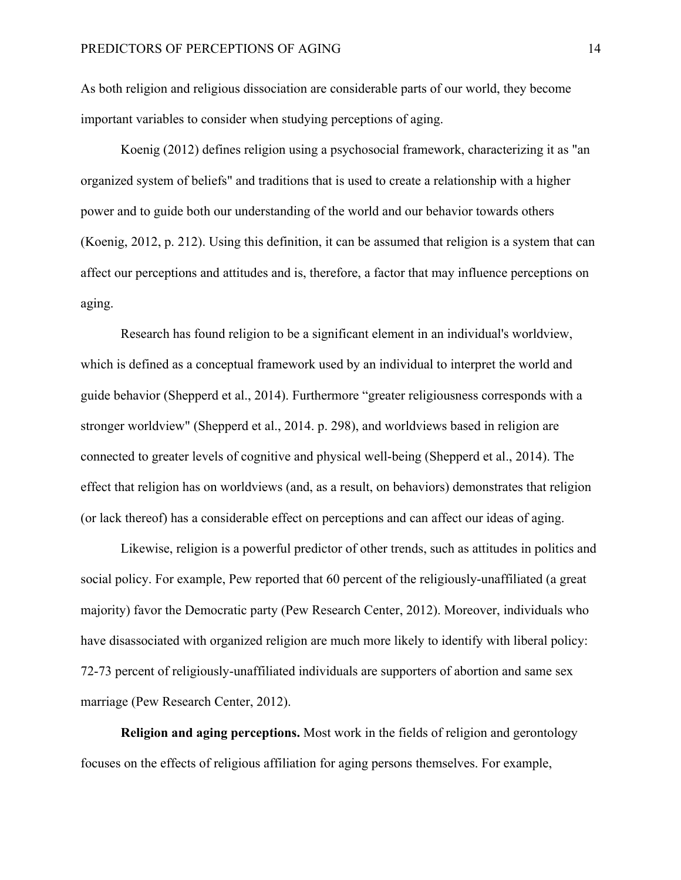As both religion and religious dissociation are considerable parts of our world, they become important variables to consider when studying perceptions of aging.

Koenig (2012) defines religion using a psychosocial framework, characterizing it as "an organized system of beliefs" and traditions that is used to create a relationship with a higher power and to guide both our understanding of the world and our behavior towards others (Koenig, 2012, p. 212). Using this definition, it can be assumed that religion is a system that can affect our perceptions and attitudes and is, therefore, a factor that may influence perceptions on aging.

Research has found religion to be a significant element in an individual's worldview, which is defined as a conceptual framework used by an individual to interpret the world and guide behavior (Shepperd et al., 2014). Furthermore "greater religiousness corresponds with a stronger worldview" (Shepperd et al., 2014. p. 298), and worldviews based in religion are connected to greater levels of cognitive and physical well-being (Shepperd et al., 2014). The effect that religion has on worldviews (and, as a result, on behaviors) demonstrates that religion (or lack thereof) has a considerable effect on perceptions and can affect our ideas of aging.

Likewise, religion is a powerful predictor of other trends, such as attitudes in politics and social policy. For example, Pew reported that 60 percent of the religiously-unaffiliated (a great majority) favor the Democratic party (Pew Research Center, 2012). Moreover, individuals who have disassociated with organized religion are much more likely to identify with liberal policy: 72-73 percent of religiously-unaffiliated individuals are supporters of abortion and same sex marriage (Pew Research Center, 2012).

**Religion and aging perceptions.** Most work in the fields of religion and gerontology focuses on the effects of religious affiliation for aging persons themselves. For example,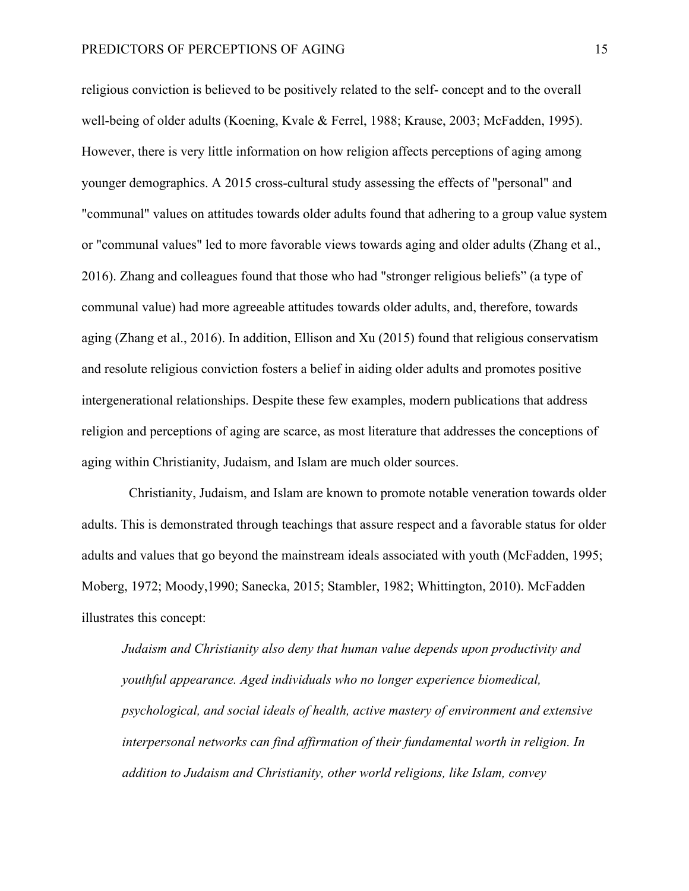religious conviction is believed to be positively related to the self- concept and to the overall well-being of older adults (Koening, Kvale & Ferrel, 1988; Krause, 2003; McFadden, 1995). However, there is very little information on how religion affects perceptions of aging among younger demographics. A 2015 cross-cultural study assessing the effects of "personal" and "communal" values on attitudes towards older adults found that adhering to a group value system or "communal values" led to more favorable views towards aging and older adults (Zhang et al., 2016). Zhang and colleagues found that those who had "stronger religious beliefs" (a type of communal value) had more agreeable attitudes towards older adults, and, therefore, towards aging (Zhang et al., 2016). In addition, Ellison and Xu (2015) found that religious conservatism and resolute religious conviction fosters a belief in aiding older adults and promotes positive intergenerational relationships. Despite these few examples, modern publications that address religion and perceptions of aging are scarce, as most literature that addresses the conceptions of aging within Christianity, Judaism, and Islam are much older sources.

Christianity, Judaism, and Islam are known to promote notable veneration towards older adults. This is demonstrated through teachings that assure respect and a favorable status for older adults and values that go beyond the mainstream ideals associated with youth (McFadden, 1995; Moberg, 1972; Moody,1990; Sanecka, 2015; Stambler, 1982; Whittington, 2010). McFadden illustrates this concept:

> *Judaism and Christianity also deny that human value depends upon productivity and youthful appearance. Aged individuals who no longer experience biomedical, psychological, and social ideals of health, active mastery of environment and extensive interpersonal networks can find affirmation of their fundamental worth in religion. In addition to Judaism and Christianity, other world religions, like Islam, convey*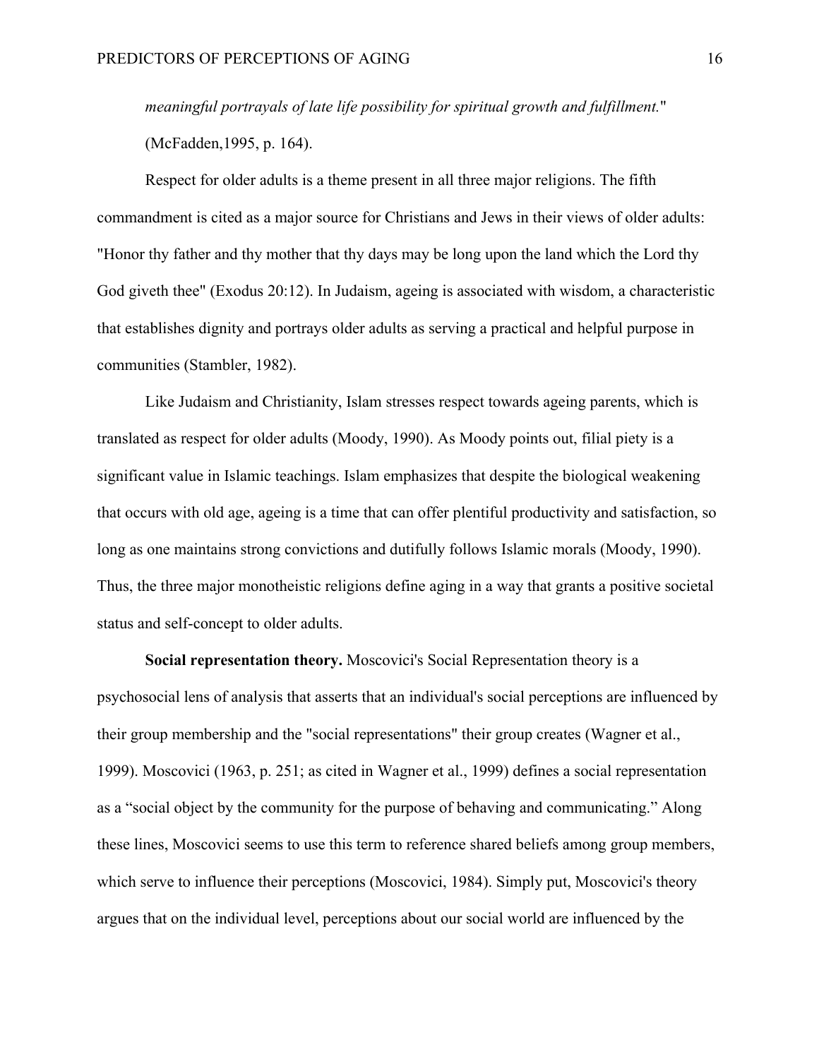*meaningful portrayals of late life possibility for spiritual growth and fulfillment.*" (McFadden,1995, p. 164).

Respect for older adults is a theme present in all three major religions. The fifth commandment is cited as a major source for Christians and Jews in their views of older adults: "Honor thy father and thy mother that thy days may be long upon the land which the Lord thy God giveth thee" (Exodus 20:12). In Judaism, ageing is associated with wisdom, a characteristic that establishes dignity and portrays older adults as serving a practical and helpful purpose in communities (Stambler, 1982).

Like Judaism and Christianity, Islam stresses respect towards ageing parents, which is translated as respect for older adults (Moody, 1990). As Moody points out, filial piety is a significant value in Islamic teachings. Islam emphasizes that despite the biological weakening that occurs with old age, ageing is a time that can offer plentiful productivity and satisfaction, so long as one maintains strong convictions and dutifully follows Islamic morals (Moody, 1990). Thus, the three major monotheistic religions define aging in a way that grants a positive societal status and self-concept to older adults.

**Social representation theory.** Moscovici's Social Representation theory is a psychosocial lens of analysis that asserts that an individual's social perceptions are influenced by their group membership and the "social representations" their group creates (Wagner et al., 1999). Moscovici (1963, p. 251; as cited in Wagner et al., 1999) defines a social representation as a "social object by the community for the purpose of behaving and communicating." Along these lines, Moscovici seems to use this term to reference shared beliefs among group members, which serve to influence their perceptions (Moscovici, 1984). Simply put, Moscovici's theory argues that on the individual level, perceptions about our social world are influenced by the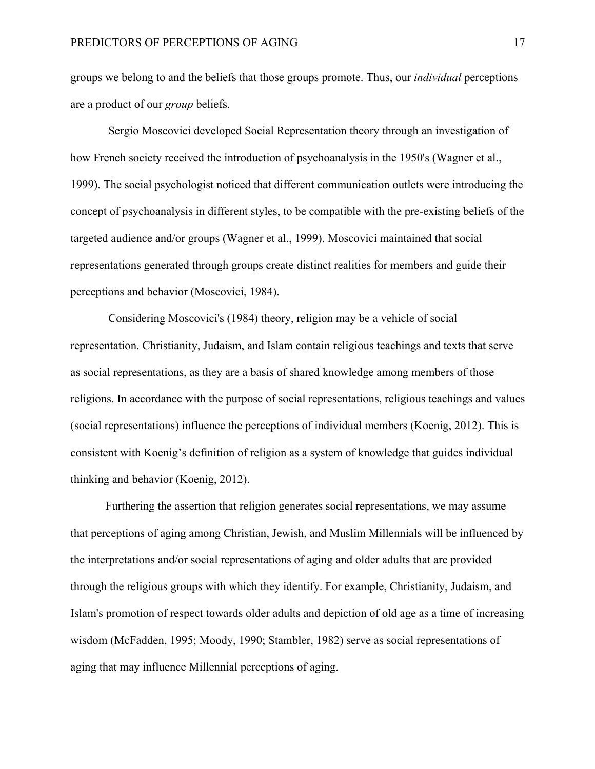groups we belong to and the beliefs that those groups promote. Thus, our *individual* perceptions are a product of our *group* beliefs.

Sergio Moscovici developed Social Representation theory through an investigation of how French society received the introduction of psychoanalysis in the 1950's (Wagner et al., 1999). The social psychologist noticed that different communication outlets were introducing the concept of psychoanalysis in different styles, to be compatible with the pre-existing beliefs of the targeted audience and/or groups (Wagner et al., 1999). Moscovici maintained that social representations generated through groups create distinct realities for members and guide their perceptions and behavior (Moscovici, 1984).

Considering Moscovici's (1984) theory, religion may be a vehicle of social representation. Christianity, Judaism, and Islam contain religious teachings and texts that serve as social representations, as they are a basis of shared knowledge among members of those religions. In accordance with the purpose of social representations, religious teachings and values (social representations) influence the perceptions of individual members (Koenig, 2012). This is consistent with Koenig's definition of religion as a system of knowledge that guides individual thinking and behavior (Koenig, 2012).

Furthering the assertion that religion generates social representations, we may assume that perceptions of aging among Christian, Jewish, and Muslim Millennials will be influenced by the interpretations and/or social representations of aging and older adults that are provided through the religious groups with which they identify. For example, Christianity, Judaism, and Islam's promotion of respect towards older adults and depiction of old age as a time of increasing wisdom (McFadden, 1995; Moody, 1990; Stambler, 1982) serve as social representations of aging that may influence Millennial perceptions of aging.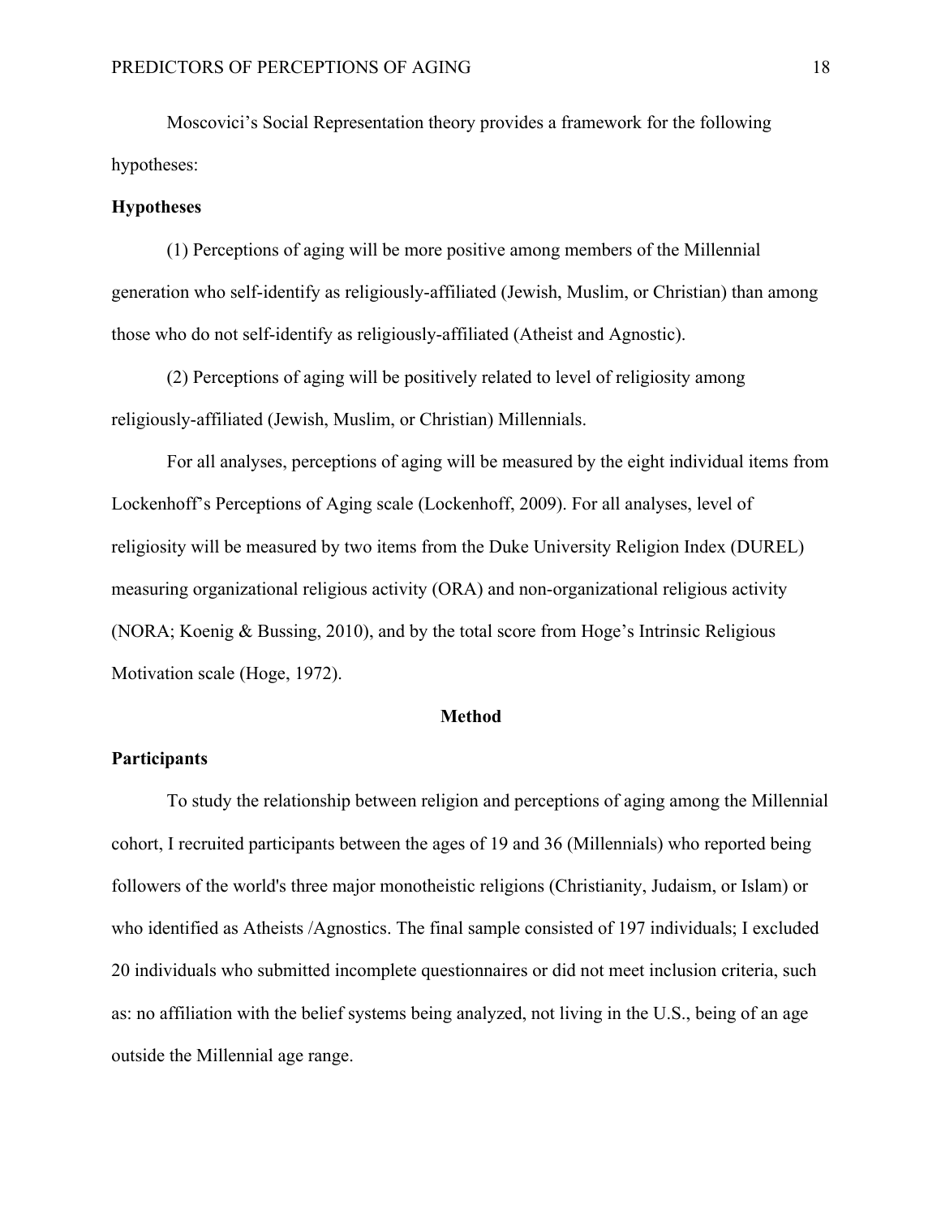Moscovici's Social Representation theory provides a framework for the following hypotheses:

## Hypotheses

(1) Perceptions of aging will be more positive among members of the Millennial generation who self-identify as religiously-affiliated (Jewish, Muslim, or Christian) than among those who do not self-identify as religiously-affiliated (Atheist and Agnostic).

(2) Perceptions of aging will be positively related to level of religiosity among religiously-affiliated (Jewish, Muslim, or Christian) Millennials.

For all analyses, perceptions of aging will be measured by the eight individual items from Lockenhoff's Perceptions of Aging scale (Lockenhoff, 2009). For all analyses, level of religiosity will be measured by two items from the Duke University Religion Index (DUREL) measuring organizational religious activity (ORA) and non-organizational religious activity (NORA; Koenig & Bussing, 2010), and by the total score from Hoge's Intrinsic Religious Motivation scale (Hoge, 1972).

# Method

## Participants

To study the relationship between religion and perceptions of aging among the Millennial cohort, I recruited participants between the ages of 19 and 36 (Millennials) who reported being followers of the world's three major monotheistic religions (Christianity, Judaism, or Islam) or who identified as Atheists /Agnostics. The final sample consisted of 197 individuals; I excluded 20 individuals who submitted incomplete questionnaires or did not meet inclusion criteria, such as: no affiliation with the belief systems being analyzed, not living in the U.S., being of an age outside the Millennial age range.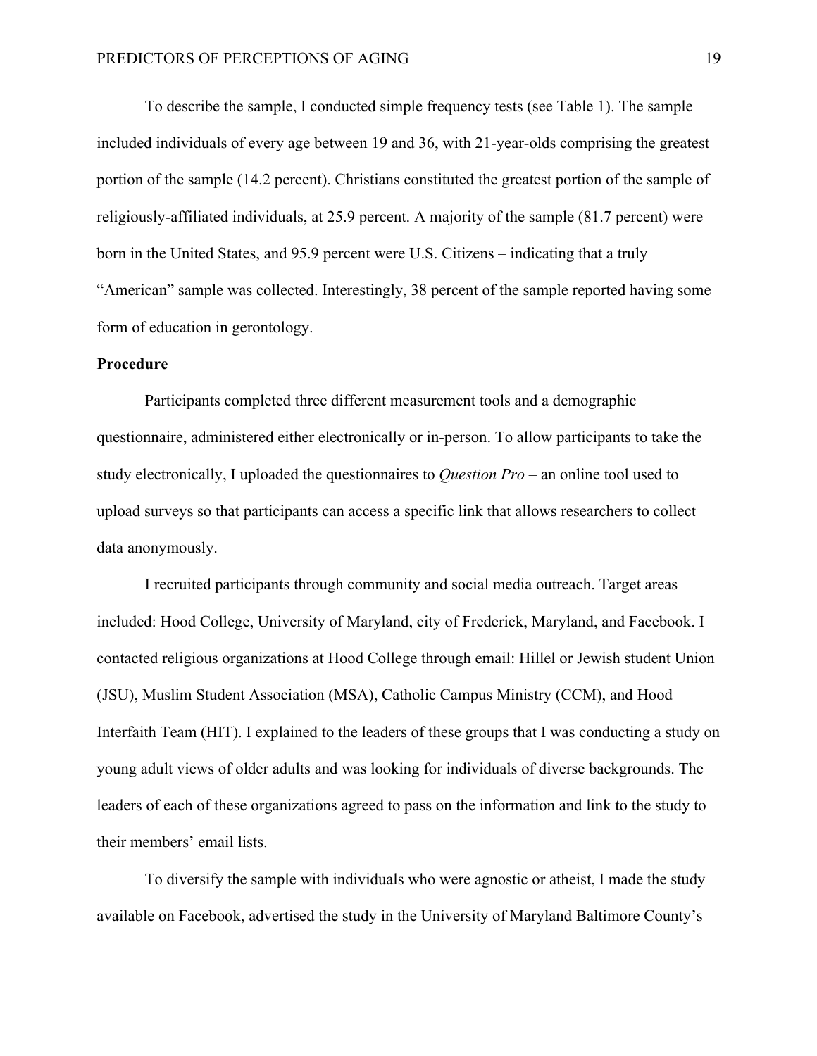To describe the sample, I conducted simple frequency tests (see Table 1). The sample included individuals of every age between 19 and 36, with 21-year-olds comprising the greatest portion of the sample (14.2 percent). Christians constituted the greatest portion of the sample of religiously-affiliated individuals, at 25.9 percent. A majority of the sample (81.7 percent) were born in the United States, and 95.9 percent were U.S. Citizens – indicating that a truly "American" sample was collected. Interestingly, 38 percent of the sample reported having some form of education in gerontology.

**Procedure**

Participants completed three different measurement tools and a demographic questionnaire, administered either electronically or in-person. To allow participants to take the study electronically, I uploaded the questionnaires to *Question Pro* – an online tool used to upload surveys so that participants can access a specific link that allows researchers to collect data anonymously.

I recruited participants through community and social media outreach. Target areas included: Hood College, University of Maryland, city of Frederick, Maryland, and Facebook. I contacted religious organizations at Hood College through email: Hillel or Jewish student Union (JSU), Muslim Student Association (MSA), Catholic Campus Ministry (CCM), and Hood Interfaith Team (HIT). I explained to the leaders of these groups that I was conducting a study on young adult views of older adults and was looking for individuals of diverse backgrounds. The leaders of each of these organizations agreed to pass on the information and link to the study to their members' email lists.

To diversify the sample with individuals who were agnostic or atheist, I made the study available on Facebook, advertised the study in the University of Maryland Baltimore County's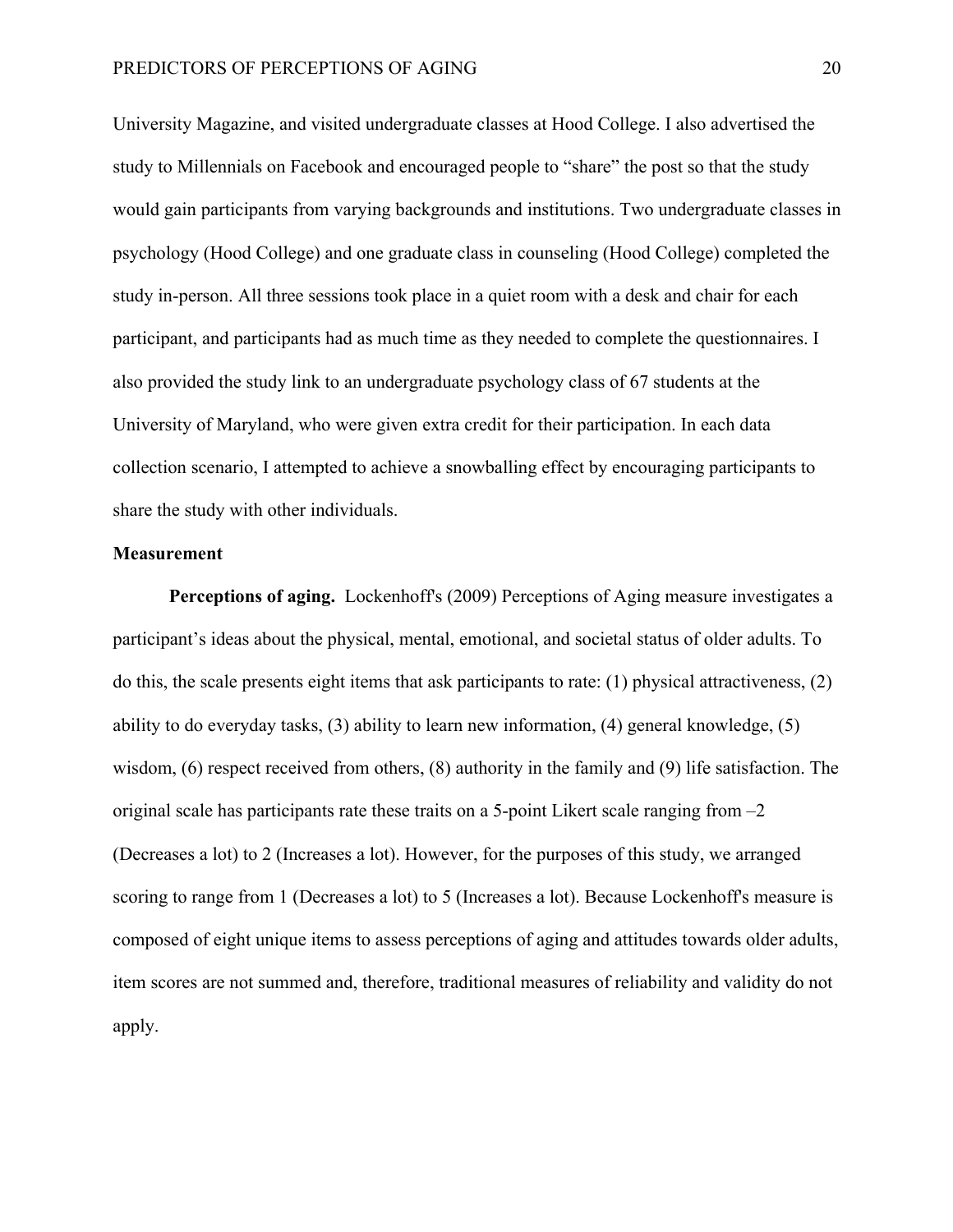University Magazine, and visited undergraduate classes at Hood College. I also advertised the study to Millennials on Facebook and encouraged people to "share" the post so that the study would gain participants from varying backgrounds and institutions. Two undergraduate classes in psychology (Hood College) and one graduate class in counseling (Hood College) completed the study in-person. All three sessions took place in a quiet room with a desk and chair for each participant, and participants had as much time as they needed to complete the questionnaires. I also provided the study link to an undergraduate psychology class of 67 students at the University of Maryland, who were given extra credit for their participation. In each data collection scenario, I attempted to achieve a snowballing effect by encouraging participants to share the study with other individuals.

### Measurement

**Perceptions of aging.** Lockenhoff's (2009) Perceptions of Aging measure investigates a participant's ideas about the physical, mental, emotional, and societal status of older adults. To do this, the scale presents eight items that ask participants to rate: (1) physical attractiveness, (2) ability to do everyday tasks, (3) ability to learn new information, (4) general knowledge, (5) wisdom, (6) respect received from others, (8) authority in the family and (9) life satisfaction. The original scale has participants rate these traits on a 5-point Likert scale ranging from –2 (Decreases a lot) to 2 (Increases a lot). However, for the purposes of this study, we arranged scoring to range from 1 (Decreases a lot) to 5 (Increases a lot). Because Lockenhoff's measure is composed of eight unique items to assess perceptions of aging and attitudes towards older adults, item scores are not summed and, therefore, traditional measures of reliability and validity do not apply.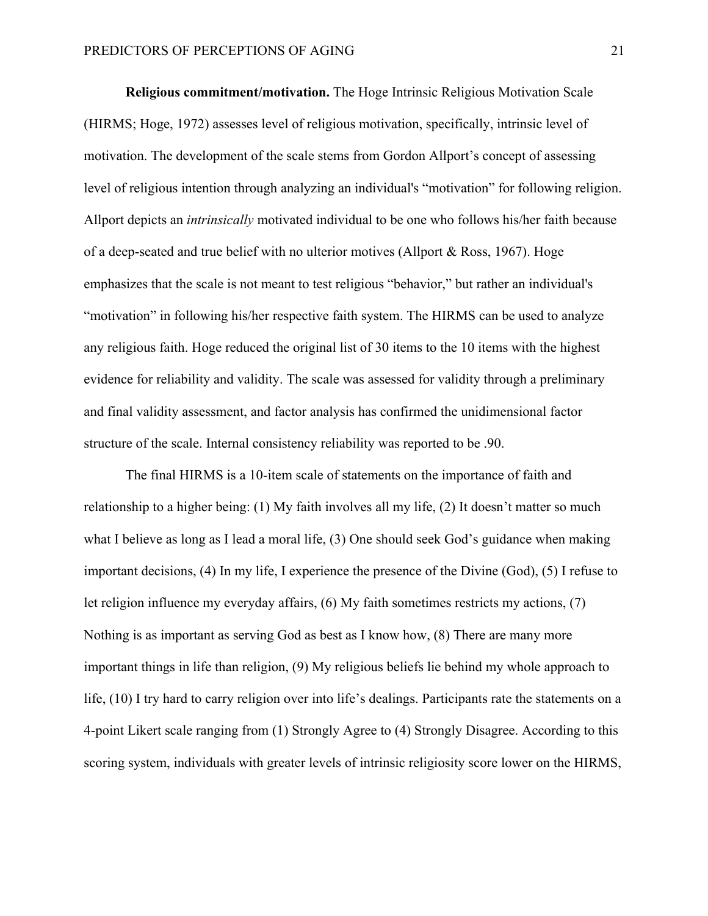**Religious commitment/motivation.** The Hoge Intrinsic Religious Motivation Scale (HIRMS; Hoge, 1972) assesses level of religious motivation, specifically, intrinsic level of motivation. The development of the scale stems from Gordon Allport's concept of assessing level of religious intention through analyzing an individual's "motivation" for following religion. Allport depicts an *intrinsically* motivated individual to be one who follows his/her faith because of a deep-seated and true belief with no ulterior motives (Allport & Ross, 1967). Hoge emphasizes that the scale is not meant to test religious "behavior," but rather an individual's "motivation" in following his/her respective faith system. The HIRMS can be used to analyze any religious faith. Hoge reduced the original list of 30 items to the 10 items with the highest evidence for reliability and validity. The scale was assessed for validity through a preliminary and final validity assessment, and factor analysis has confirmed the unidimensional factor structure of the scale. Internal consistency reliability was reported to be .90.

The final HIRMS is a 10-item scale of statements on the importance of faith and relationship to a higher being: (1) My faith involves all my life, (2) It doesn't matter so much what I believe as long as I lead a moral life, (3) One should seek God's guidance when making important decisions, (4) In my life, I experience the presence of the Divine (God), (5) I refuse to let religion influence my everyday affairs, (6) My faith sometimes restricts my actions, (7) Nothing is as important as serving God as best as I know how, (8) There are many more important things in life than religion, (9) My religious beliefs lie behind my whole approach to life, (10) I try hard to carry religion over into life's dealings. Participants rate the statements on a 4-point Likert scale ranging from (1) Strongly Agree to (4) Strongly Disagree. According to this scoring system, individuals with greater levels of intrinsic religiosity score lower on the HIRMS,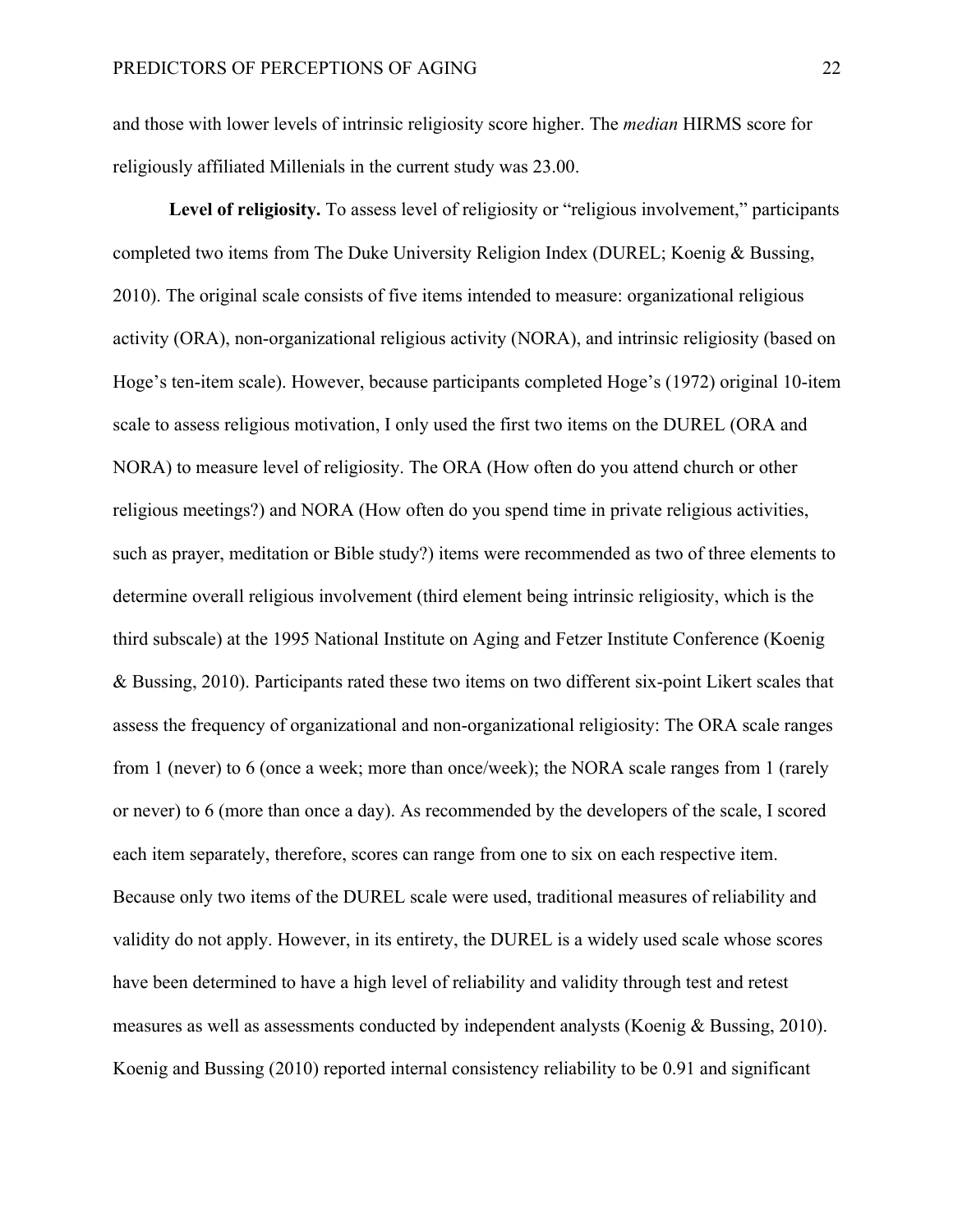and those with lower levels of intrinsic religiosity score higher. The *median* HIRMS score for religiously affiliated Millenials in the current study was 23.00.

**Level of religiosity.** To assess level of religiosity or "religious involvement," participants completed two items from The Duke University Religion Index (DUREL; Koenig & Bussing, 2010). The original scale consists of five items intended to measure: organizational religious activity (ORA), non-organizational religious activity (NORA), and intrinsic religiosity (based on Hoge's ten-item scale). However, because participants completed Hoge's (1972) original 10-item scale to assess religious motivation, I only used the first two items on the DUREL (ORA and NORA) to measure level of religiosity. The ORA (How often do you attend church or other religious meetings?) and NORA (How often do you spend time in private religious activities, such as prayer, meditation or Bible study?) items were recommended as two of three elements to determine overall religious involvement (third element being intrinsic religiosity, which is the third subscale) at the 1995 National Institute on Aging and Fetzer Institute Conference (Koenig & Bussing, 2010). Participants rated these two items on two different six-point Likert scales that assess the frequency of organizational and non-organizational religiosity: The ORA scale ranges from 1 (never) to 6 (once a week; more than once/week); the NORA scale ranges from 1 (rarely or never) to 6 (more than once a day). As recommended by the developers of the scale, I scored each item separately, therefore, scores can range from one to six on each respective item. Because only two items of the DUREL scale were used, traditional measures of reliability and validity do not apply. However, in its entirety, the DUREL is a widely used scale whose scores have been determined to have a high level of reliability and validity through test and retest measures as well as assessments conducted by independent analysts (Koenig & Bussing, 2010). Koenig and Bussing (2010) reported internal consistency reliability to be 0.91 and significant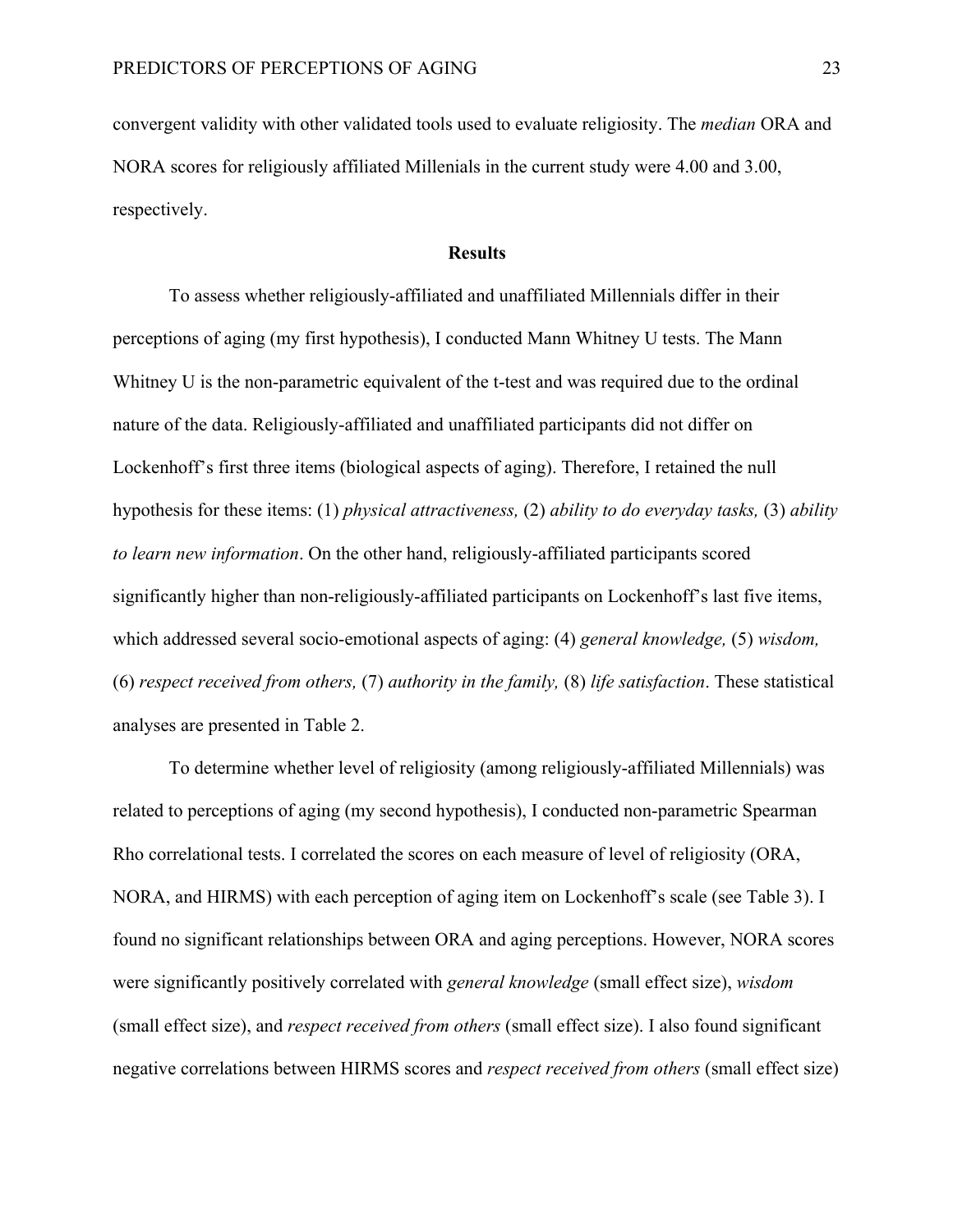convergent validity with other validated tools used to evaluate religiosity. The *median* ORA and NORA scores for religiously affiliated Millenials in the current study were 4.00 and 3.00, respectively.

## Results

To assess whether religiously-affiliated and unaffiliated Millennials differ in their perceptions of aging (my first hypothesis), I conducted Mann Whitney U tests. The Mann Whitney U is the non-parametric equivalent of the t-test and was required due to the ordinal nature of the data. Religiously-affiliated and unaffiliated participants did not differ on Lockenhoff's first three items (biological aspects of aging). Therefore, I retained the null hypothesis for these items: (1) *physical attractiveness,* (2) *ability to do everyday tasks,* (3) *ability to learn new information*. On the other hand, religiously-affiliated participants scored significantly higher than non-religiously-affiliated participants on Lockenhoff's last five items, which addressed several socio-emotional aspects of aging: (4) *general knowledge,* (5) *wisdom,* (6) *respect received from others,* (7) *authority in the family,* (8) *life satisfaction*. These statistical analyses are presented in Table 2.

To determine whether level of religiosity (among religiously-affiliated Millennials) was related to perceptions of aging (my second hypothesis), I conducted non-parametric Spearman Rho correlational tests. I correlated the scores on each measure of level of religiosity (ORA, NORA, and HIRMS) with each perception of aging item on Lockenhoff's scale (see Table 3). I found no significant relationships between ORA and aging perceptions. However, NORA scores were significantly positively correlated with *general knowledge* (small effect size), *wisdom* (small effect size), and *respect received from others* (small effect size). I also found significant negative correlations between HIRMS scores and *respect received from others* (small effect size)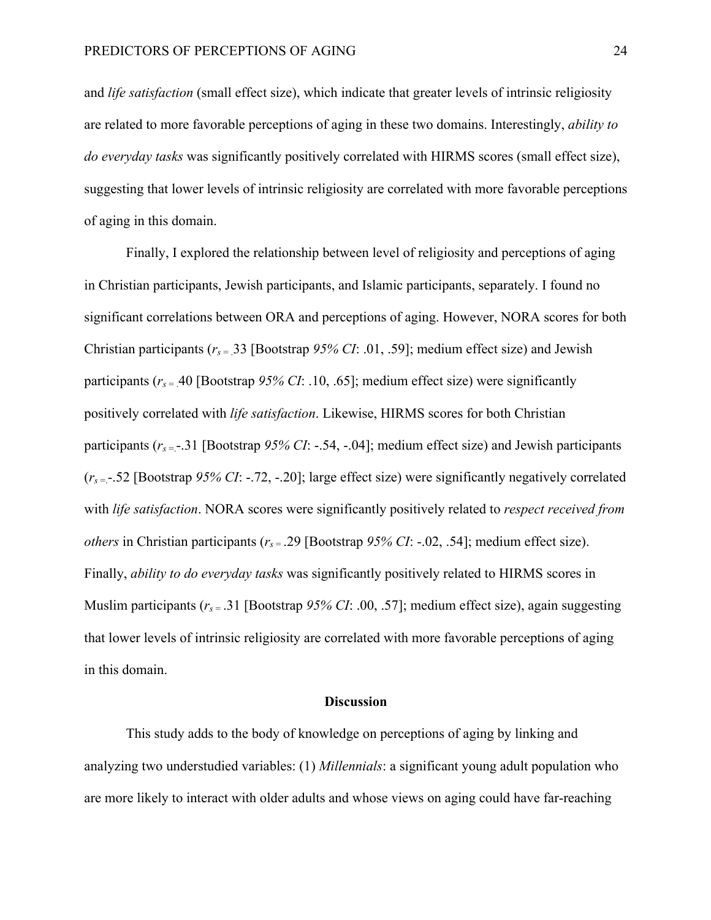and *life satisfaction* (small effect size), which indicate that greater levels of intrinsic religiosity are related to more favorable perceptions of aging in these two domains. Interestingly, *ability to do everyday tasks* was significantly positively correlated with HIRMS scores (small effect size), suggesting that lower levels of intrinsic religiosity are correlated with more favorable perceptions of aging in this domain.

Finally, I explored the relationship between level of religiosity and perceptions of aging in Christian participants, Jewish participants, and Islamic participants, separately. I found no significant correlations between ORA and perceptions of aging. However, NORA scores for both Christian participants ($r_s = .33$ [Bootstrap *95% CI*: .01, .59]; medium effect size) and Jewish participants ($r_s = .40$ [Bootstrap *95% CI*: .10, .65]; medium effect size) were significantly positively correlated with *life satisfaction*. Likewise, HIRMS scores for both Christian participants ($r_s = -.31$ [Bootstrap *95% CI*: -.54, -.04]; medium effect size) and Jewish participants ($r_s = -.52$ [Bootstrap *95% CI*: -.72, -.20]; large effect size) were significantly negatively correlated with *life satisfaction*. NORA scores were significantly positively related to *respect received from others* in Christian participants ($r_s = .29$ [Bootstrap *95% CI*: -.02, .54]; medium effect size). Finally, *ability to do everyday tasks* was significantly positively related to HIRMS scores in Muslim participants ($r_s = .31$ [Bootstrap *95% CI*: .00, .57]; medium effect size), again suggesting that lower levels of intrinsic religiosity are correlated with more favorable perceptions of aging in this domain.

## Discussion

This study adds to the body of knowledge on perceptions of aging by linking and analyzing two understudied variables: (1) *Millennials*: a significant young adult population who are more likely to interact with older adults and whose views on aging could have far-reaching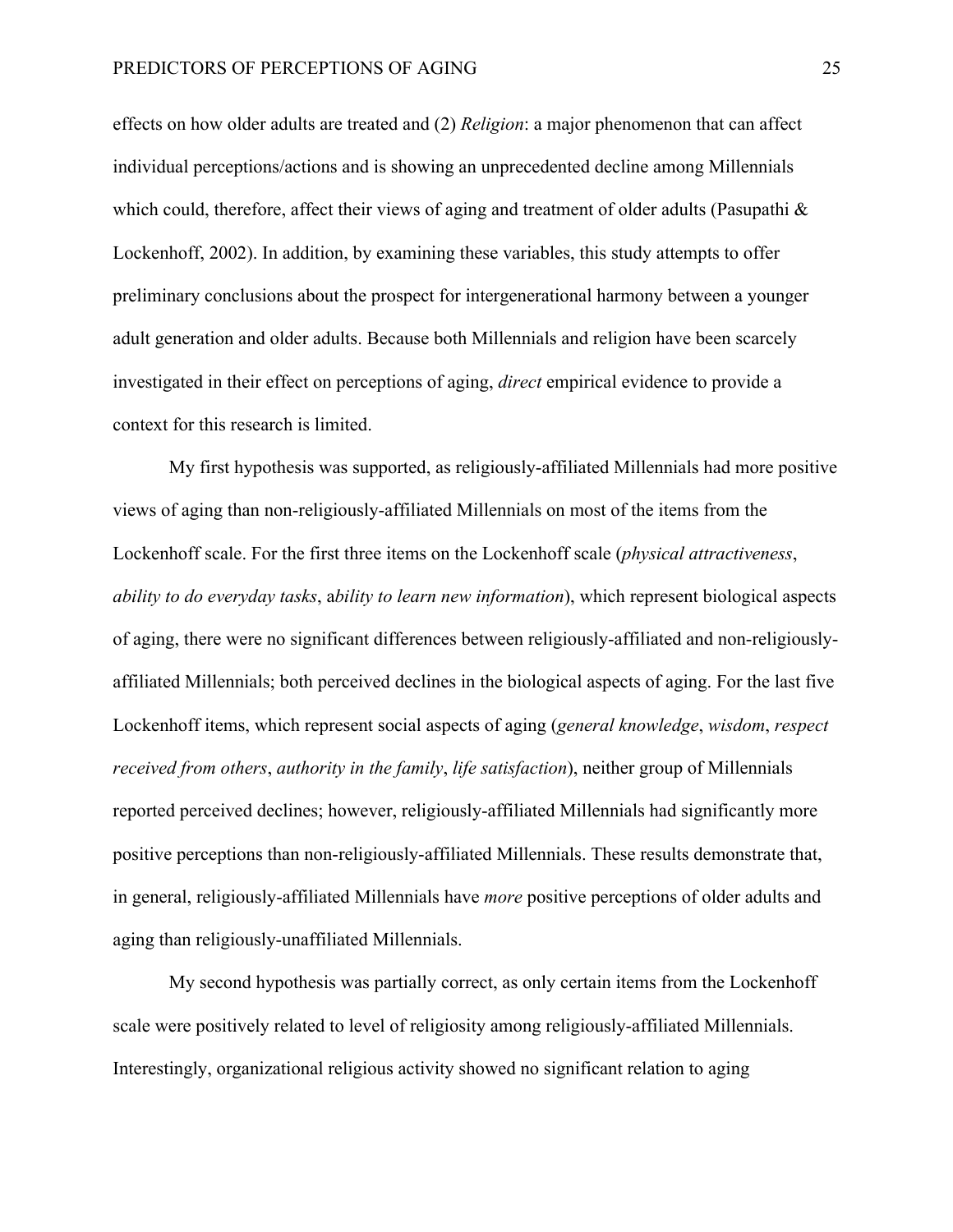effects on how older adults are treated and (2) *Religion*: a major phenomenon that can affect individual perceptions/actions and is showing an unprecedented decline among Millennials which could, therefore, affect their views of aging and treatment of older adults (Pasupathi & Lockenhoff, 2002). In addition, by examining these variables, this study attempts to offer preliminary conclusions about the prospect for intergenerational harmony between a younger adult generation and older adults. Because both Millennials and religion have been scarcely investigated in their effect on perceptions of aging, *direct* empirical evidence to provide a context for this research is limited.

My first hypothesis was supported, as religiously-affiliated Millennials had more positive views of aging than non-religiously-affiliated Millennials on most of the items from the Lockenhoff scale. For the first three items on the Lockenhoff scale (*physical attractiveness*, *ability to do everyday tasks*, a*bility to learn new information*), which represent biological aspects of aging, there were no significant differences between religiously-affiliated and non-religiously-affiliated Millennials; both perceived declines in the biological aspects of aging. For the last five Lockenhoff items, which represent social aspects of aging (*general knowledge*, *wisdom*, *respect received from others*, *authority in the family*, *life satisfaction*), neither group of Millennials reported perceived declines; however, religiously-affiliated Millennials had significantly more positive perceptions than non-religiously-affiliated Millennials. These results demonstrate that, in general, religiously-affiliated Millennials have *more* positive perceptions of older adults and aging than religiously-unaffiliated Millennials.

My second hypothesis was partially correct, as only certain items from the Lockenhoff scale were positively related to level of religiosity among religiously-affiliated Millennials. Interestingly, organizational religious activity showed no significant relation to aging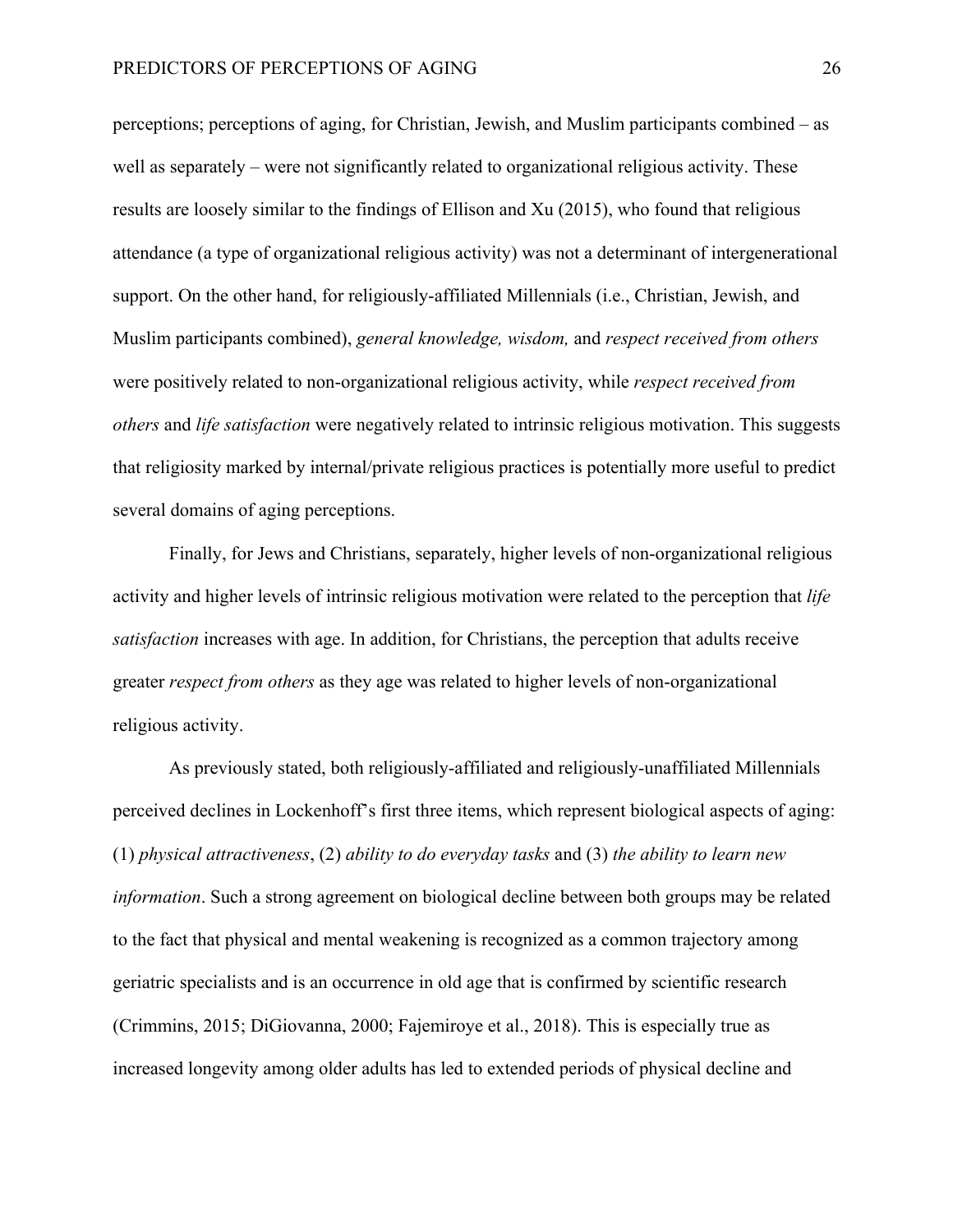perceptions; perceptions of aging, for Christian, Jewish, and Muslim participants combined – as well as separately – were not significantly related to organizational religious activity. These results are loosely similar to the findings of Ellison and Xu (2015), who found that religious attendance (a type of organizational religious activity) was not a determinant of intergenerational support. On the other hand, for religiously-affiliated Millennials (i.e., Christian, Jewish, and Muslim participants combined), *general knowledge, wisdom,* and *respect received from others* were positively related to non-organizational religious activity, while *respect received from others* and *life satisfaction* were negatively related to intrinsic religious motivation. This suggests that religiosity marked by internal/private religious practices is potentially more useful to predict several domains of aging perceptions.

Finally, for Jews and Christians, separately, higher levels of non-organizational religious activity and higher levels of intrinsic religious motivation were related to the perception that *life satisfaction* increases with age. In addition, for Christians, the perception that adults receive greater *respect from others* as they age was related to higher levels of non-organizational religious activity.

As previously stated, both religiously-affiliated and religiously-unaffiliated Millennials perceived declines in Lockenhoff's first three items, which represent biological aspects of aging: (1) *physical attractiveness*, (2) *ability to do everyday tasks* and (3) *the ability to learn new information*. Such a strong agreement on biological decline between both groups may be related to the fact that physical and mental weakening is recognized as a common trajectory among geriatric specialists and is an occurrence in old age that is confirmed by scientific research (Crimmins, 2015; DiGiovanna, 2000; Fajemiroye et al., 2018). This is especially true as increased longevity among older adults has led to extended periods of physical decline and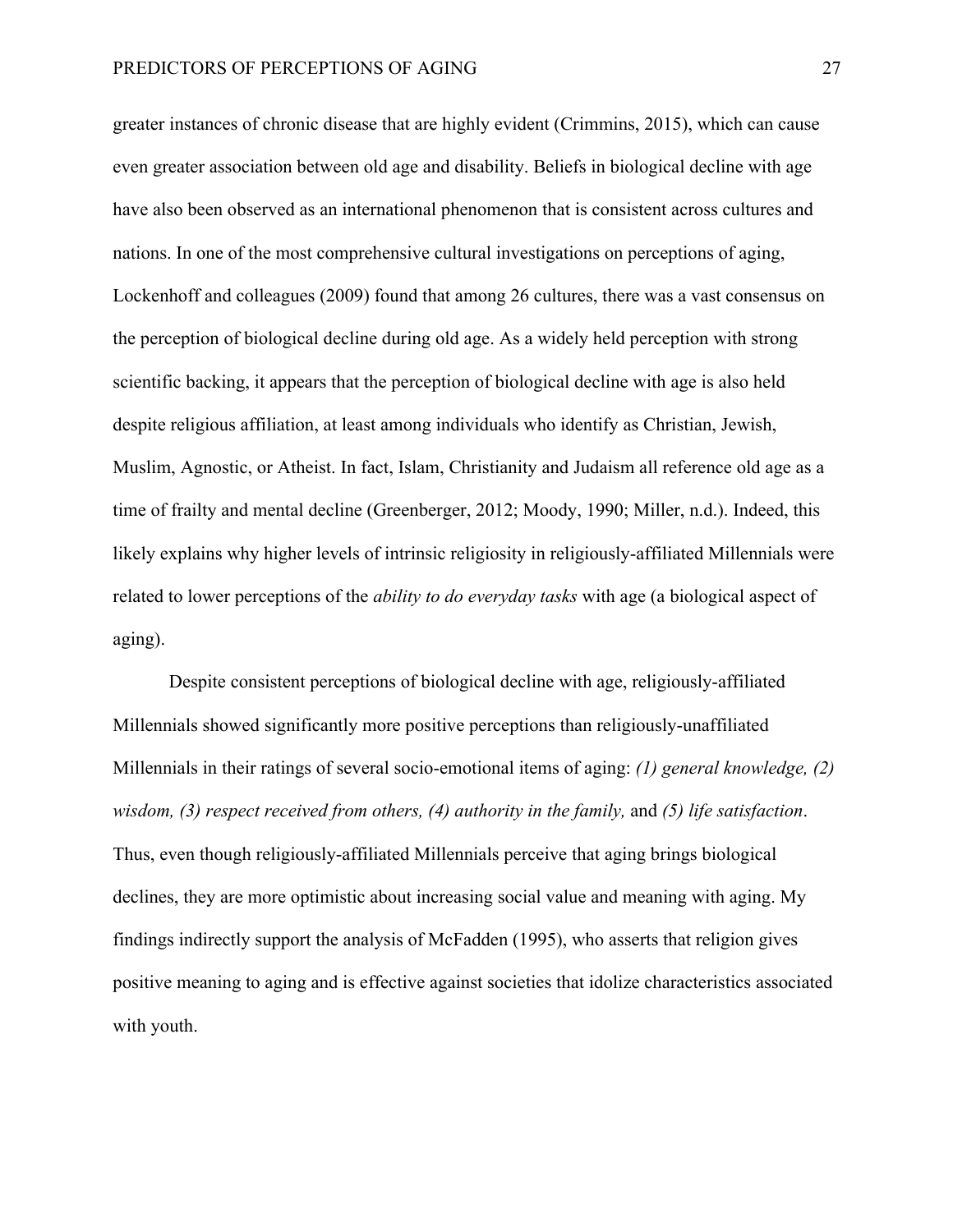greater instances of chronic disease that are highly evident (Crimmins, 2015), which can cause even greater association between old age and disability. Beliefs in biological decline with age have also been observed as an international phenomenon that is consistent across cultures and nations. In one of the most comprehensive cultural investigations on perceptions of aging, Lockenhoff and colleagues (2009) found that among 26 cultures, there was a vast consensus on the perception of biological decline during old age. As a widely held perception with strong scientific backing, it appears that the perception of biological decline with age is also held despite religious affiliation, at least among individuals who identify as Christian, Jewish, Muslim, Agnostic, or Atheist. In fact, Islam, Christianity and Judaism all reference old age as a time of frailty and mental decline (Greenberger, 2012; Moody, 1990; Miller, n.d.). Indeed, this likely explains why higher levels of intrinsic religiosity in religiously-affiliated Millennials were related to lower perceptions of the *ability to do everyday tasks* with age (a biological aspect of aging).

Despite consistent perceptions of biological decline with age, religiously-affiliated Millennials showed significantly more positive perceptions than religiously-unaffiliated Millennials in their ratings of several socio-emotional items of aging: *(1) general knowledge, (2) wisdom, (3) respect received from others, (4) authority in the family,* and *(5) life satisfaction*. Thus, even though religiously-affiliated Millennials perceive that aging brings biological declines, they are more optimistic about increasing social value and meaning with aging. My findings indirectly support the analysis of McFadden (1995), who asserts that religion gives positive meaning to aging and is effective against societies that idolize characteristics associated with youth.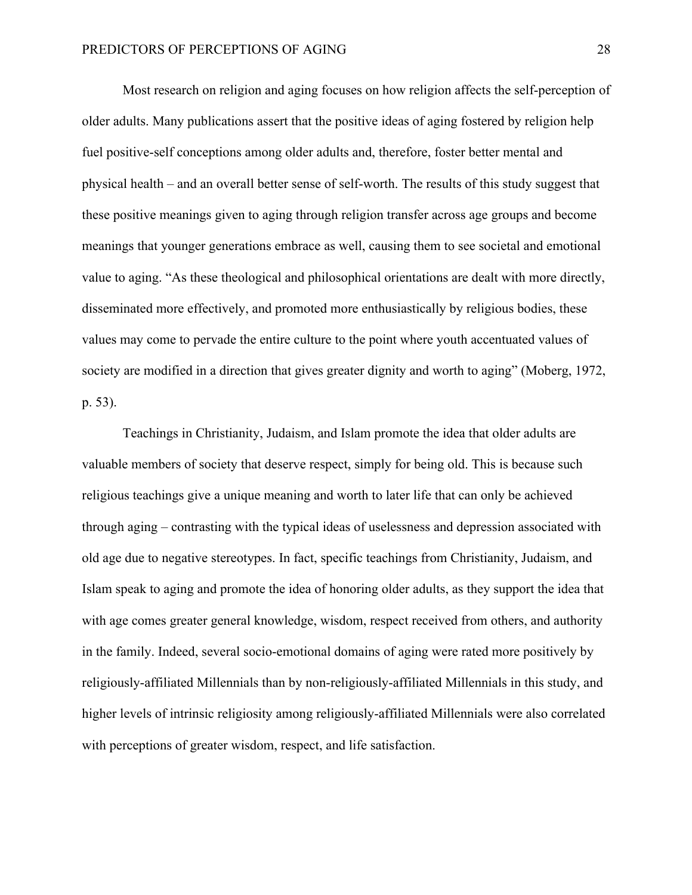Most research on religion and aging focuses on how religion affects the self-perception of older adults. Many publications assert that the positive ideas of aging fostered by religion help fuel positive-self conceptions among older adults and, therefore, foster better mental and physical health – and an overall better sense of self-worth. The results of this study suggest that these positive meanings given to aging through religion transfer across age groups and become meanings that younger generations embrace as well, causing them to see societal and emotional value to aging. "As these theological and philosophical orientations are dealt with more directly, disseminated more effectively, and promoted more enthusiastically by religious bodies, these values may come to pervade the entire culture to the point where youth accentuated values of society are modified in a direction that gives greater dignity and worth to aging" (Moberg, 1972, p. 53).

Teachings in Christianity, Judaism, and Islam promote the idea that older adults are valuable members of society that deserve respect, simply for being old. This is because such religious teachings give a unique meaning and worth to later life that can only be achieved through aging – contrasting with the typical ideas of uselessness and depression associated with old age due to negative stereotypes. In fact, specific teachings from Christianity, Judaism, and Islam speak to aging and promote the idea of honoring older adults, as they support the idea that with age comes greater general knowledge, wisdom, respect received from others, and authority in the family. Indeed, several socio-emotional domains of aging were rated more positively by religiously-affiliated Millennials than by non-religiously-affiliated Millennials in this study, and higher levels of intrinsic religiosity among religiously-affiliated Millennials were also correlated with perceptions of greater wisdom, respect, and life satisfaction.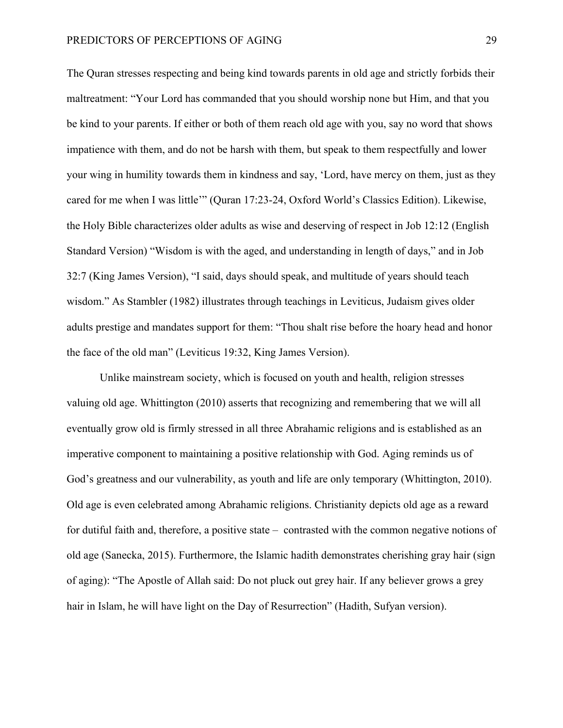The Quran stresses respecting and being kind towards parents in old age and strictly forbids their maltreatment: "Your Lord has commanded that you should worship none but Him, and that you be kind to your parents. If either or both of them reach old age with you, say no word that shows impatience with them, and do not be harsh with them, but speak to them respectfully and lower your wing in humility towards them in kindness and say, 'Lord, have mercy on them, just as they cared for me when I was little'" (Quran 17:23-24, Oxford World's Classics Edition). Likewise, the Holy Bible characterizes older adults as wise and deserving of respect in Job 12:12 (English Standard Version) "Wisdom is with the aged, and understanding in length of days," and in Job 32:7 (King James Version), "I said, days should speak, and multitude of years should teach wisdom." As Stambler (1982) illustrates through teachings in Leviticus, Judaism gives older adults prestige and mandates support for them: "Thou shalt rise before the hoary head and honor the face of the old man" (Leviticus 19:32, King James Version).

Unlike mainstream society, which is focused on youth and health, religion stresses valuing old age. Whittington (2010) asserts that recognizing and remembering that we will all eventually grow old is firmly stressed in all three Abrahamic religions and is established as an imperative component to maintaining a positive relationship with God. Aging reminds us of God's greatness and our vulnerability, as youth and life are only temporary (Whittington, 2010). Old age is even celebrated among Abrahamic religions. Christianity depicts old age as a reward for dutiful faith and, therefore, a positive state – contrasted with the common negative notions of old age (Sanecka, 2015). Furthermore, the Islamic hadith demonstrates cherishing gray hair (sign of aging): "The Apostle of Allah said: Do not pluck out grey hair. If any believer grows a grey hair in Islam, he will have light on the Day of Resurrection" (Hadith, Sufyan version).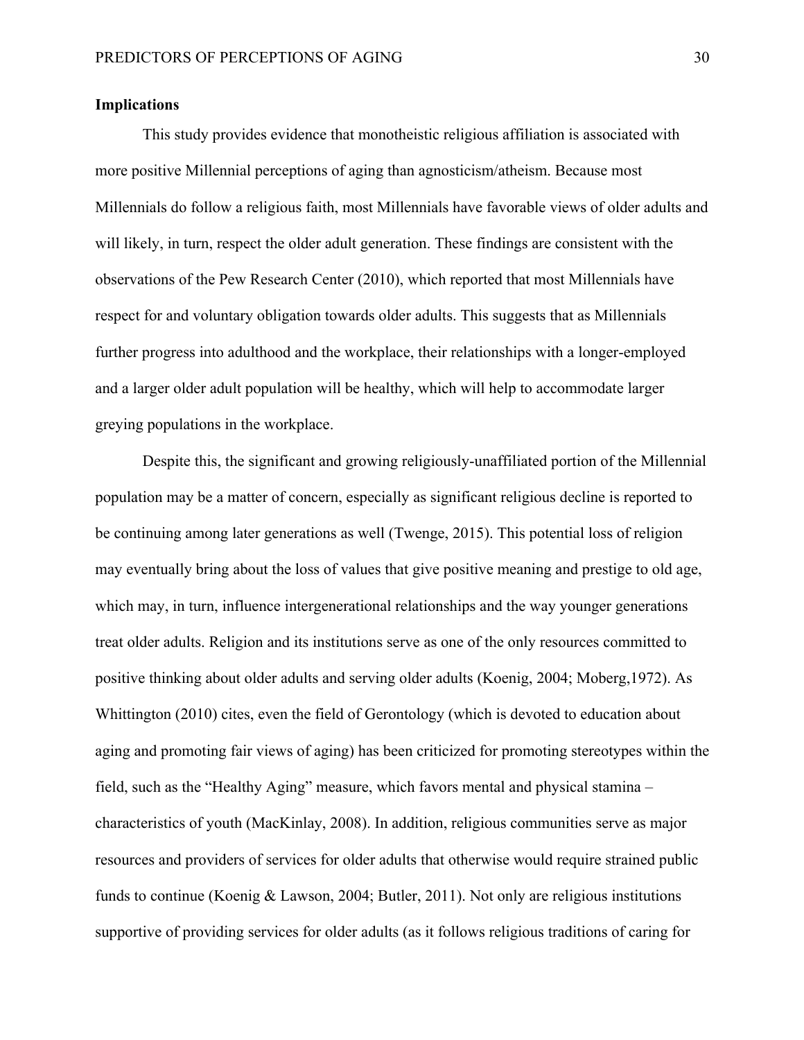**Implications**

This study provides evidence that monotheistic religious affiliation is associated with more positive Millennial perceptions of aging than agnosticism/atheism. Because most Millennials do follow a religious faith, most Millennials have favorable views of older adults and will likely, in turn, respect the older adult generation. These findings are consistent with the observations of the Pew Research Center (2010), which reported that most Millennials have respect for and voluntary obligation towards older adults. This suggests that as Millennials further progress into adulthood and the workplace, their relationships with a longer-employed and a larger older adult population will be healthy, which will help to accommodate larger greying populations in the workplace.

Despite this, the significant and growing religiously-unaffiliated portion of the Millennial population may be a matter of concern, especially as significant religious decline is reported to be continuing among later generations as well (Twenge, 2015). This potential loss of religion may eventually bring about the loss of values that give positive meaning and prestige to old age, which may, in turn, influence intergenerational relationships and the way younger generations treat older adults. Religion and its institutions serve as one of the only resources committed to positive thinking about older adults and serving older adults (Koenig, 2004; Moberg,1972). As Whittington (2010) cites, even the field of Gerontology (which is devoted to education about aging and promoting fair views of aging) has been criticized for promoting stereotypes within the field, such as the "Healthy Aging" measure, which favors mental and physical stamina – characteristics of youth (MacKinlay, 2008). In addition, religious communities serve as major resources and providers of services for older adults that otherwise would require strained public funds to continue (Koenig & Lawson, 2004; Butler, 2011). Not only are religious institutions supportive of providing services for older adults (as it follows religious traditions of caring for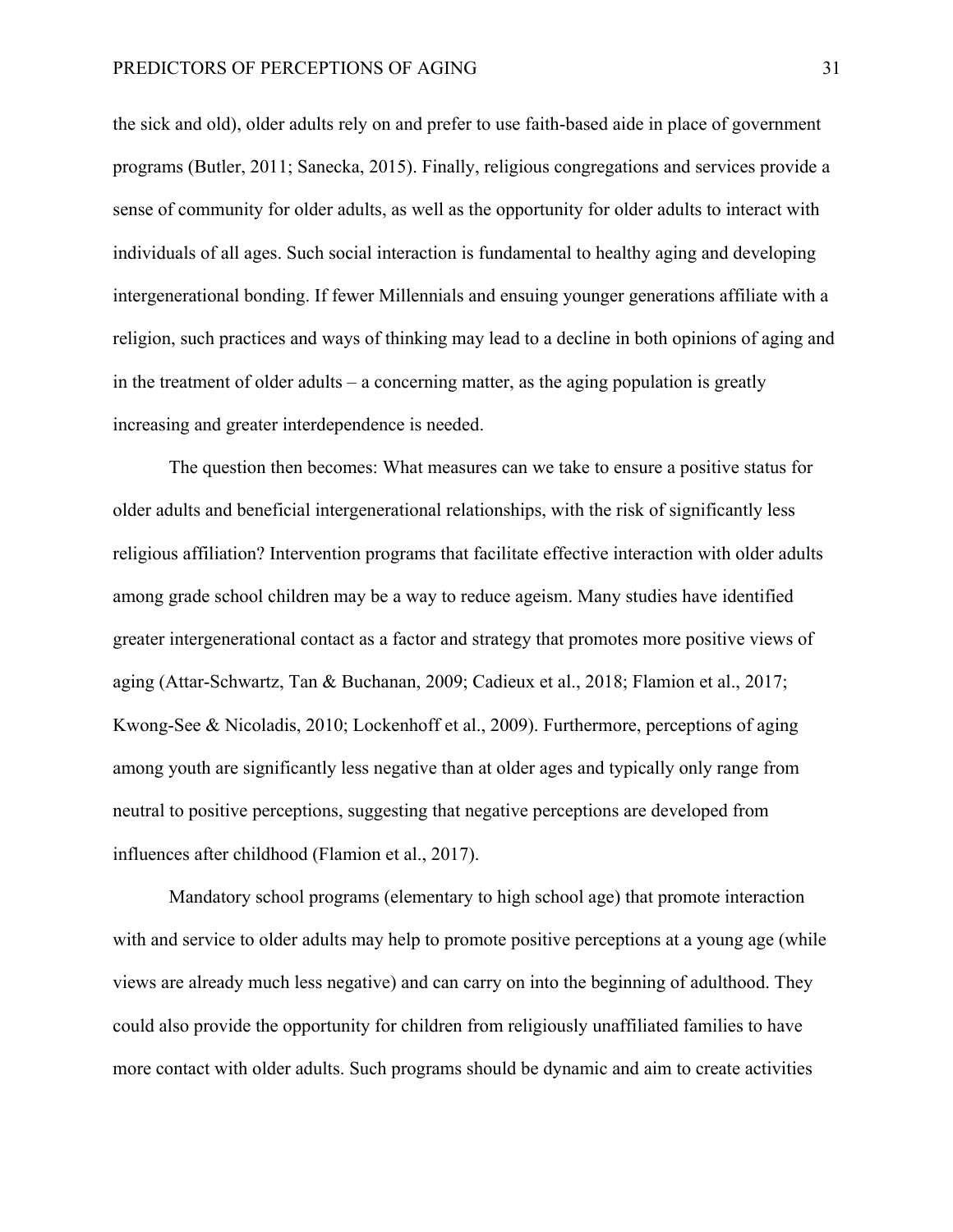the sick and old), older adults rely on and prefer to use faith-based aide in place of government programs (Butler, 2011; Sanecka, 2015). Finally, religious congregations and services provide a sense of community for older adults, as well as the opportunity for older adults to interact with individuals of all ages. Such social interaction is fundamental to healthy aging and developing intergenerational bonding. If fewer Millennials and ensuing younger generations affiliate with a religion, such practices and ways of thinking may lead to a decline in both opinions of aging and in the treatment of older adults – a concerning matter, as the aging population is greatly increasing and greater interdependence is needed.

The question then becomes: What measures can we take to ensure a positive status for older adults and beneficial intergenerational relationships, with the risk of significantly less religious affiliation? Intervention programs that facilitate effective interaction with older adults among grade school children may be a way to reduce ageism. Many studies have identified greater intergenerational contact as a factor and strategy that promotes more positive views of aging (Attar-Schwartz, Tan & Buchanan, 2009; Cadieux et al., 2018; Flamion et al., 2017; Kwong-See & Nicoladis, 2010; Lockenhoff et al., 2009). Furthermore, perceptions of aging among youth are significantly less negative than at older ages and typically only range from neutral to positive perceptions, suggesting that negative perceptions are developed from influences after childhood (Flamion et al., 2017).

Mandatory school programs (elementary to high school age) that promote interaction with and service to older adults may help to promote positive perceptions at a young age (while views are already much less negative) and can carry on into the beginning of adulthood. They could also provide the opportunity for children from religiously unaffiliated families to have more contact with older adults. Such programs should be dynamic and aim to create activities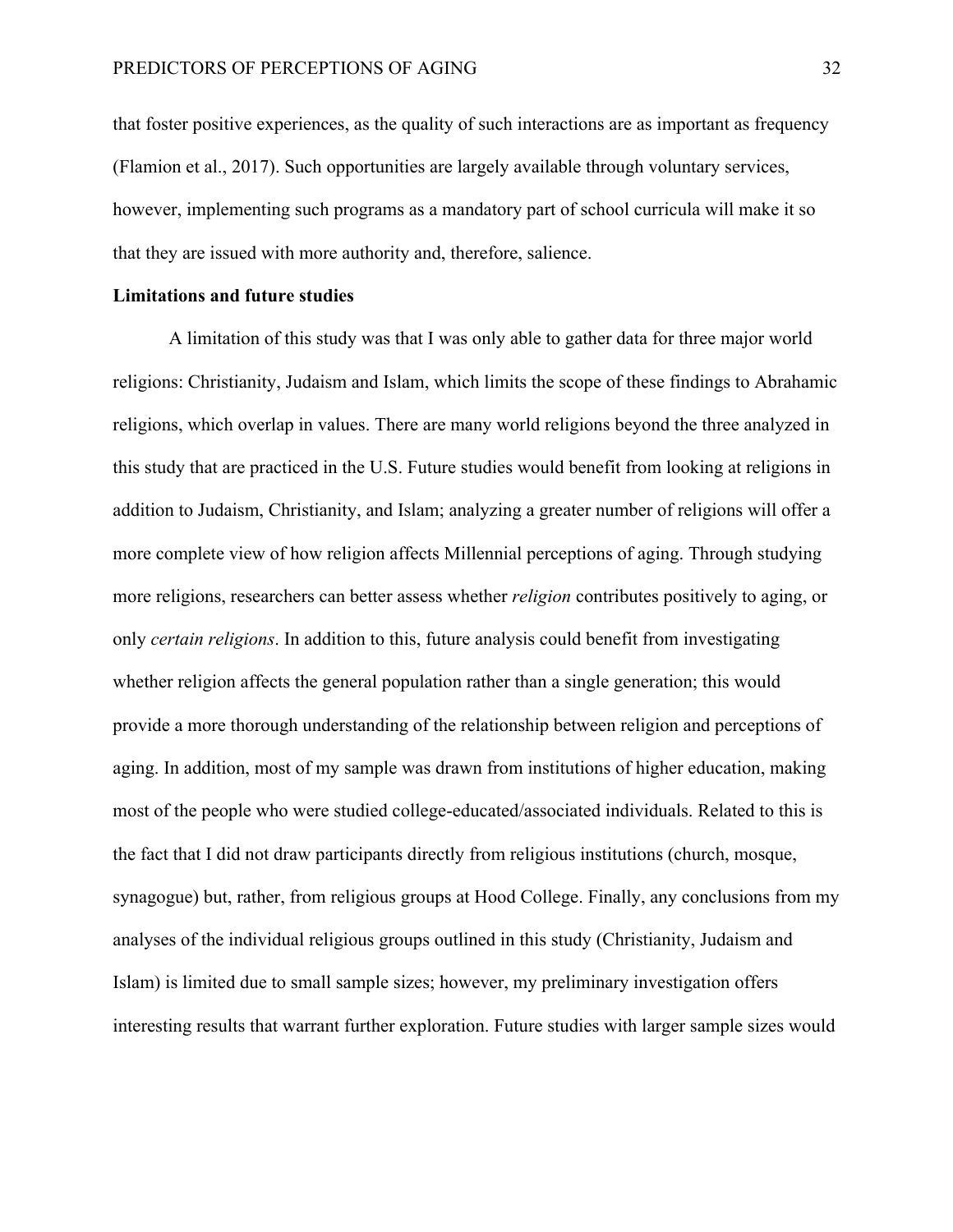that foster positive experiences, as the quality of such interactions are as important as frequency (Flamion et al., 2017). Such opportunities are largely available through voluntary services, however, implementing such programs as a mandatory part of school curricula will make it so that they are issued with more authority and, therefore, salience.

**Limitations and future studies**

A limitation of this study was that I was only able to gather data for three major world religions: Christianity, Judaism and Islam, which limits the scope of these findings to Abrahamic religions, which overlap in values. There are many world religions beyond the three analyzed in this study that are practiced in the U.S. Future studies would benefit from looking at religions in addition to Judaism, Christianity, and Islam; analyzing a greater number of religions will offer a more complete view of how religion affects Millennial perceptions of aging. Through studying more religions, researchers can better assess whether *religion* contributes positively to aging, or only *certain religions*. In addition to this, future analysis could benefit from investigating whether religion affects the general population rather than a single generation; this would provide a more thorough understanding of the relationship between religion and perceptions of aging. In addition, most of my sample was drawn from institutions of higher education, making most of the people who were studied college-educated/associated individuals. Related to this is the fact that I did not draw participants directly from religious institutions (church, mosque, synagogue) but, rather, from religious groups at Hood College. Finally, any conclusions from my analyses of the individual religious groups outlined in this study (Christianity, Judaism and Islam) is limited due to small sample sizes; however, my preliminary investigation offers interesting results that warrant further exploration. Future studies with larger sample sizes would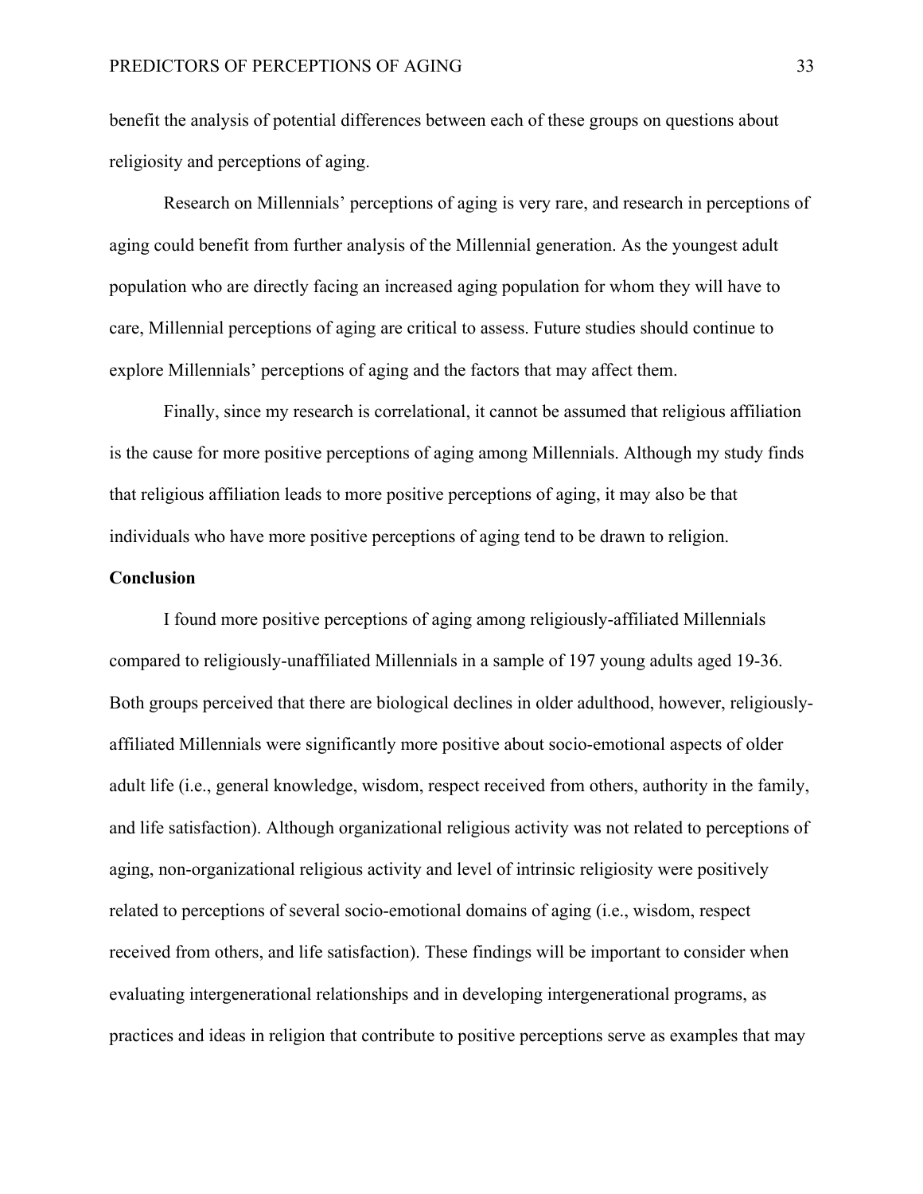benefit the analysis of potential differences between each of these groups on questions about religiosity and perceptions of aging.

Research on Millennials' perceptions of aging is very rare, and research in perceptions of aging could benefit from further analysis of the Millennial generation. As the youngest adult population who are directly facing an increased aging population for whom they will have to care, Millennial perceptions of aging are critical to assess. Future studies should continue to explore Millennials' perceptions of aging and the factors that may affect them.

Finally, since my research is correlational, it cannot be assumed that religious affiliation is the cause for more positive perceptions of aging among Millennials. Although my study finds that religious affiliation leads to more positive perceptions of aging, it may also be that individuals who have more positive perceptions of aging tend to be drawn to religion.

**Conclusion**

I found more positive perceptions of aging among religiously-affiliated Millennials compared to religiously-unaffiliated Millennials in a sample of 197 young adults aged 19-36. Both groups perceived that there are biological declines in older adulthood, however, religiously-affiliated Millennials were significantly more positive about socio-emotional aspects of older adult life (i.e., general knowledge, wisdom, respect received from others, authority in the family, and life satisfaction). Although organizational religious activity was not related to perceptions of aging, non-organizational religious activity and level of intrinsic religiosity were positively related to perceptions of several socio-emotional domains of aging (i.e., wisdom, respect received from others, and life satisfaction). These findings will be important to consider when evaluating intergenerational relationships and in developing intergenerational programs, as practices and ideas in religion that contribute to positive perceptions serve as examples that may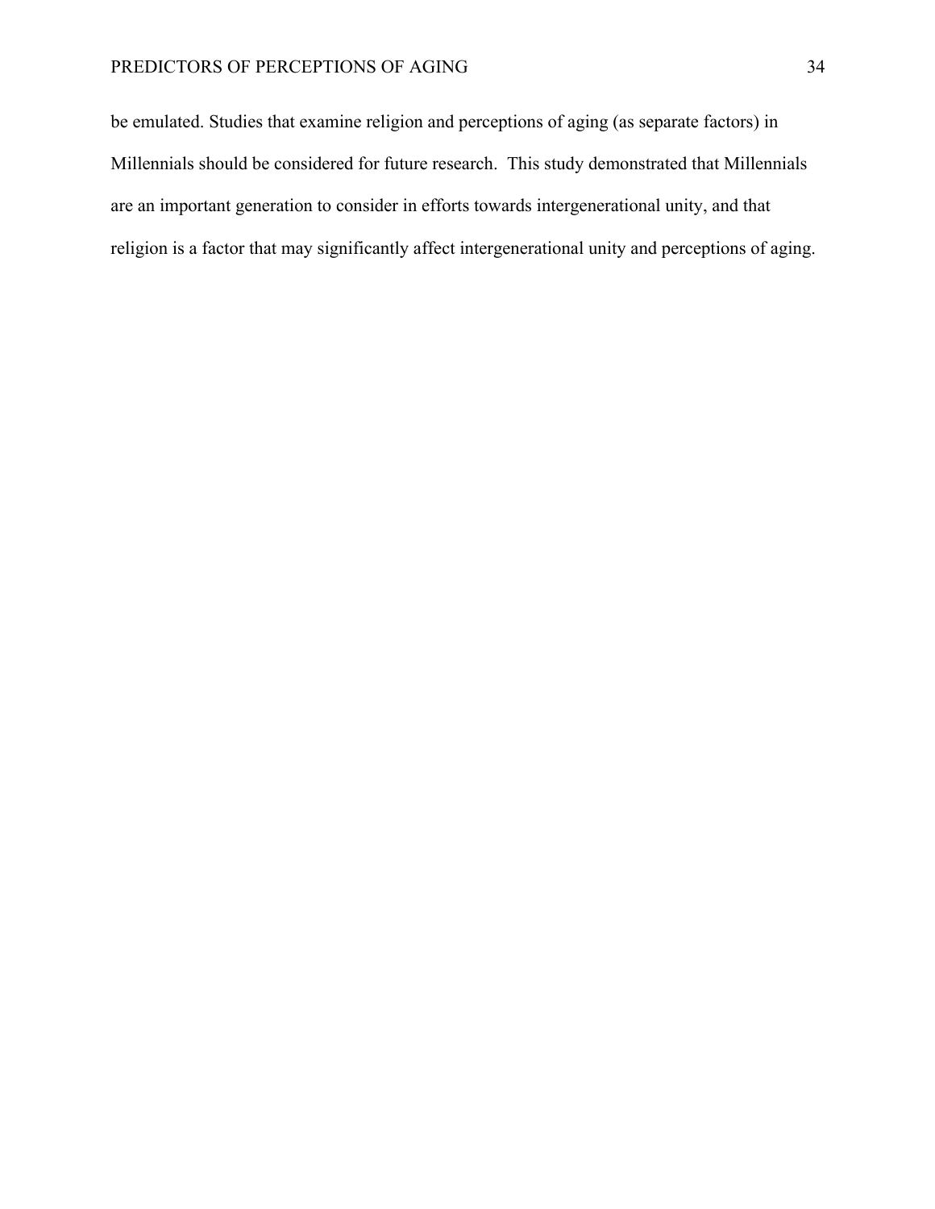be emulated. Studies that examine religion and perceptions of aging (as separate factors) in Millennials should be considered for future research.  This study demonstrated that Millennials are an important generation to consider in efforts towards intergenerational unity, and that religion is a factor that may significantly affect intergenerational unity and perceptions of aging.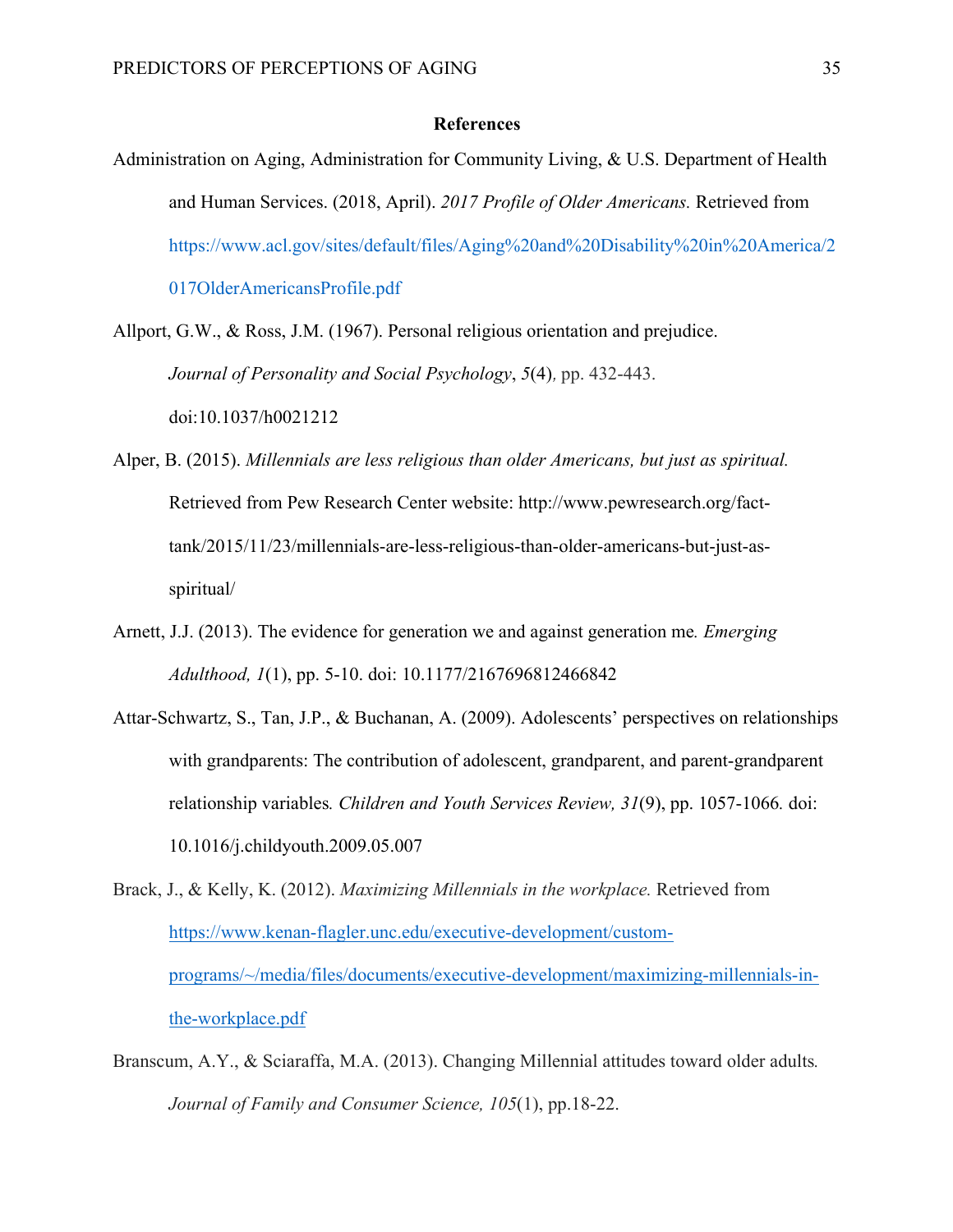# References

Administration on Aging, Administration for Community Living, & U.S. Department of Health and Human Services. (2018, April). *2017 Profile of Older Americans.* Retrieved from https://www.acl.gov/sites/default/files/Aging%20and%20Disability%20in%20America/2017OlderAmericansProfile.pdf

Allport, G.W., & Ross, J.M. (1967). Personal religious orientation and prejudice. *Journal of Personality and Social Psychology*, *5*(4), pp. 432-443. doi:10.1037/h0021212

Alper, B. (2015). *Millennials are less religious than older Americans, but just as spiritual.* Retrieved from Pew Research Center website: http://www.pewresearch.org/fact-tank/2015/11/23/millennials-are-less-religious-than-older-americans-but-just-as-spiritual/

Arnett, J.J. (2013). The evidence for generation we and against generation me*. Emerging Adulthood, 1*(1), pp. 5-10. doi: 10.1177/2167696812466842

Attar-Schwartz, S., Tan, J.P., & Buchanan, A. (2009). Adolescents' perspectives on relationships with grandparents: The contribution of adolescent, grandparent, and parent-grandparent relationship variables*. Children and Youth Services Review, 31*(9), pp. 1057-1066. doi: 10.1016/j.childyouth.2009.05.007

Brack, J., & Kelly, K. (2012). *Maximizing Millennials in the workplace.* Retrieved from https://www.kenan-flagler.unc.edu/executive-development/custom-programs/~/media/files/documents/executive-development/maximizing-millennials-in-the-workplace.pdf

Branscum, A.Y., & Sciaraffa, M.A. (2013). Changing Millennial attitudes toward older adults*. Journal of Family and Consumer Science, 105*(1), pp.18-22.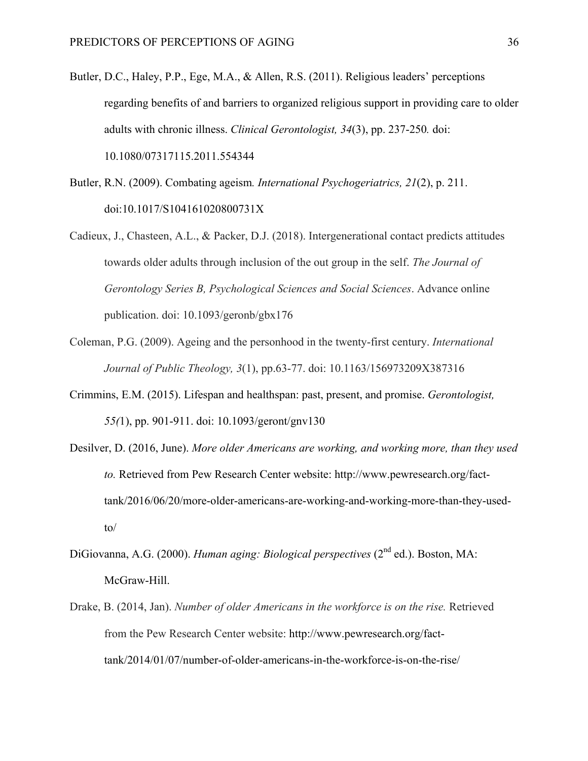Butler, D.C., Haley, P.P., Ege, M.A., & Allen, R.S. (2011). Religious leaders' perceptions regarding benefits of and barriers to organized religious support in providing care to older adults with chronic illness. *Clinical Gerontologist, 34*(3), pp. 237-250*.* doi: 10.1080/07317115.2011.554344

Butler, R.N. (2009). Combating ageism*. International Psychogeriatrics, 21*(2), p. 211. doi:10.1017/S104161020800731X

Cadieux, J., Chasteen, A.L., & Packer, D.J. (2018). Intergenerational contact predicts attitudes towards older adults through inclusion of the out group in the self. *The Journal of Gerontology Series B, Psychological Sciences and Social Sciences*. Advance online publication. doi: 10.1093/geronb/gbx176

Coleman, P.G. (2009). Ageing and the personhood in the twenty-first century. *International Journal of Public Theology, 3*(1), pp.63-77. doi: 10.1163/156973209X387316

Crimmins, E.M. (2015). Lifespan and healthspan: past, present, and promise. *Gerontologist, 55(*1), pp. 901-911. doi: 10.1093/geront/gnv130

Desilver, D. (2016, June). *More older Americans are working, and working more, than they used to.* Retrieved from Pew Research Center website: http://www.pewresearch.org/fact-tank/2016/06/20/more-older-americans-are-working-and-working-more-than-they-used-to/

DiGiovanna, A.G. (2000). *Human aging: Biological perspectives* (2nd ed.). Boston, MA: McGraw-Hill.

Drake, B. (2014, Jan). *Number of older Americans in the workforce is on the rise.* Retrieved from the Pew Research Center website: http://www.pewresearch.org/fact-tank/2014/01/07/number-of-older-americans-in-the-workforce-is-on-the-rise/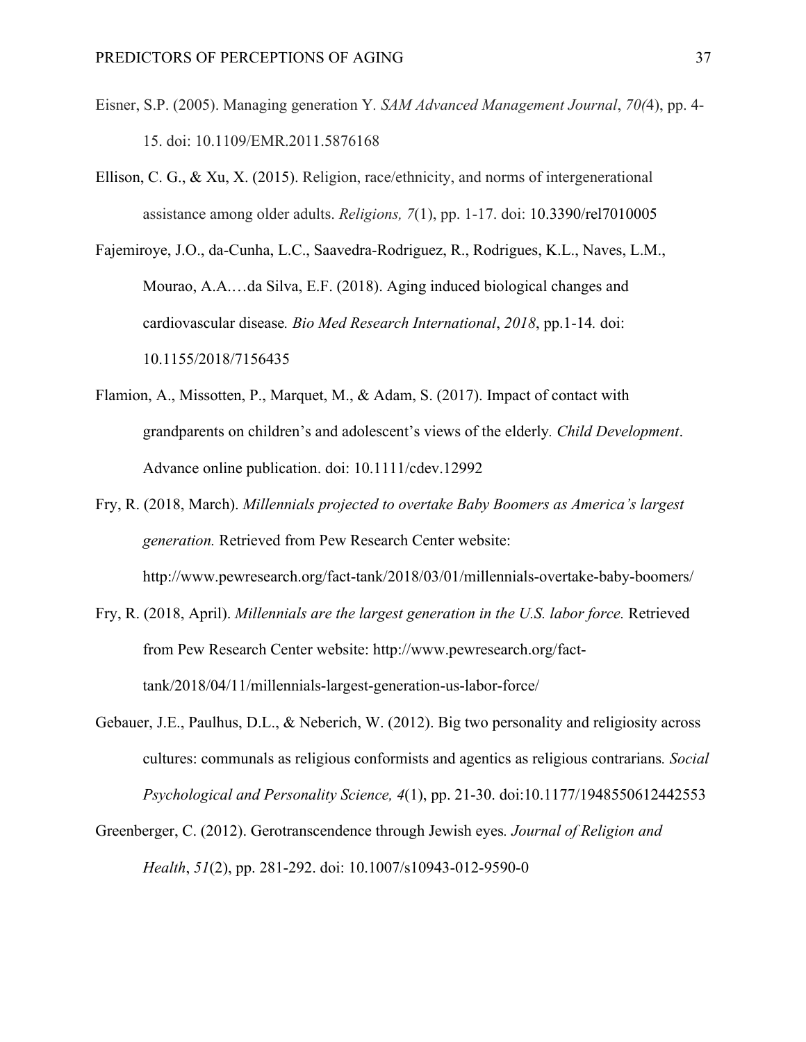Eisner, S.P. (2005). Managing generation Y. *SAM Advanced Management Journal*, *70(*4), pp. 4-15. doi: 10.1109/EMR.2011.5876168

Ellison, C. G., & Xu, X. (2015). Religion, race/ethnicity, and norms of intergenerational assistance among older adults. *Religions, 7*(1), pp. 1-17. doi: 10.3390/rel7010005

Fajemiroye, J.O., da-Cunha, L.C., Saavedra-Rodriguez, R., Rodrigues, K.L., Naves, L.M., Mourao, A.A.…da Silva, E.F. (2018). Aging induced biological changes and cardiovascular disease*. Bio Med Research International*, *2018*, pp.1-14*.* doi: 10.1155/2018/7156435

Flamion, A., Missotten, P., Marquet, M., & Adam, S. (2017). Impact of contact with grandparents on children's and adolescent's views of the elderly*. Child Development*. Advance online publication. doi: 10.1111/cdev.12992

Fry, R. (2018, March). *Millennials projected to overtake Baby Boomers as America's largest generation.* Retrieved from Pew Research Center website: http://www.pewresearch.org/fact-tank/2018/03/01/millennials-overtake-baby-boomers/

Fry, R. (2018, April). *Millennials are the largest generation in the U.S. labor force.* Retrieved from Pew Research Center website: http://www.pewresearch.org/fact-tank/2018/04/11/millennials-largest-generation-us-labor-force/

Gebauer, J.E., Paulhus, D.L., & Neberich, W. (2012). Big two personality and religiosity across cultures: communals as religious conformists and agentics as religious contrarians*. Social Psychological and Personality Science, 4*(1), pp. 21-30. doi:10.1177/1948550612442553

Greenberger, C. (2012). Gerotranscendence through Jewish eyes*. Journal of Religion and Health*, *51*(2), pp. 281-292. doi: 10.1007/s10943-012-9590-0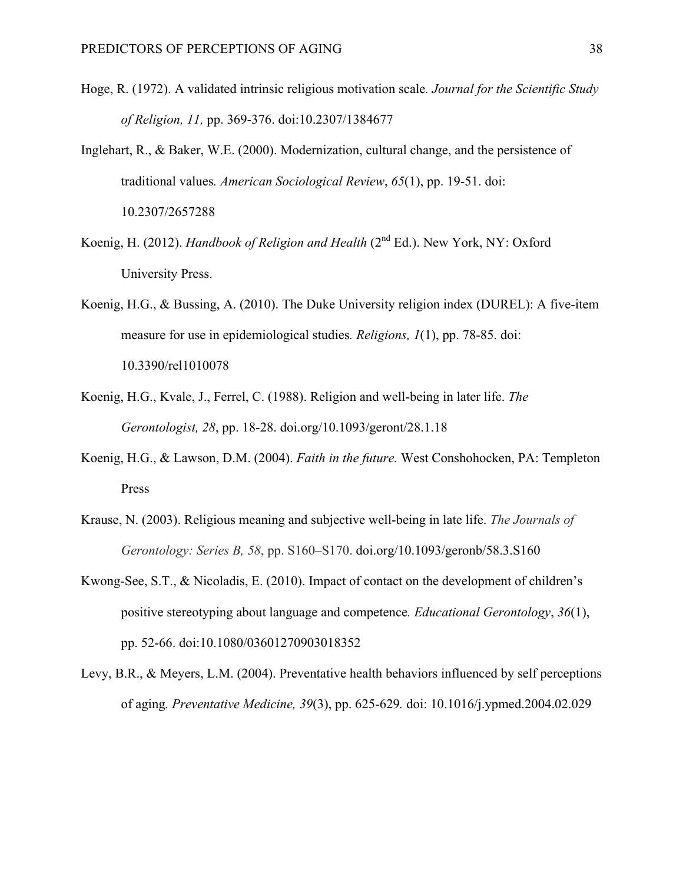Hoge, R. (1972). A validated intrinsic religious motivation scale*. Journal for the Scientific Study of Religion, 11,* pp. 369-376. doi:10.2307/1384677

Inglehart, R., & Baker, W.E. (2000). Modernization, cultural change, and the persistence of traditional values*. American Sociological Review*, *65*(1), pp. 19-51. doi: 10.2307/2657288

Koenig, H. (2012). *Handbook of Religion and Health* (2nd Ed.). New York, NY: Oxford University Press.

Koenig, H.G., & Bussing, A. (2010). The Duke University religion index (DUREL): A five-item measure for use in epidemiological studies*. Religions, 1*(1), pp. 78-85. doi: 10.3390/rel1010078

Koenig, H.G., Kvale, J., Ferrel, C. (1988). Religion and well-being in later life. *The Gerontologist, 28*, pp. 18-28. doi.org/10.1093/geront/28.1.18

Koenig, H.G., & Lawson, D.M. (2004). *Faith in the future.* West Conshohocken, PA: Templeton Press

Krause, N. (2003). Religious meaning and subjective well-being in late life. *The Journals of Gerontology: Series B, 58*, pp. S160–S170. doi.org/10.1093/geronb/58.3.S160

Kwong-See, S.T., & Nicoladis, E. (2010). Impact of contact on the development of children's positive stereotyping about language and competence*. Educational Gerontology*, *36*(1), pp. 52-66. doi:10.1080/03601270903018352

Levy, B.R., & Meyers, L.M. (2004). Preventative health behaviors influenced by self perceptions of aging*. Preventative Medicine, 39*(3), pp. 625-629*.* doi: 10.1016/j.ypmed.2004.02.029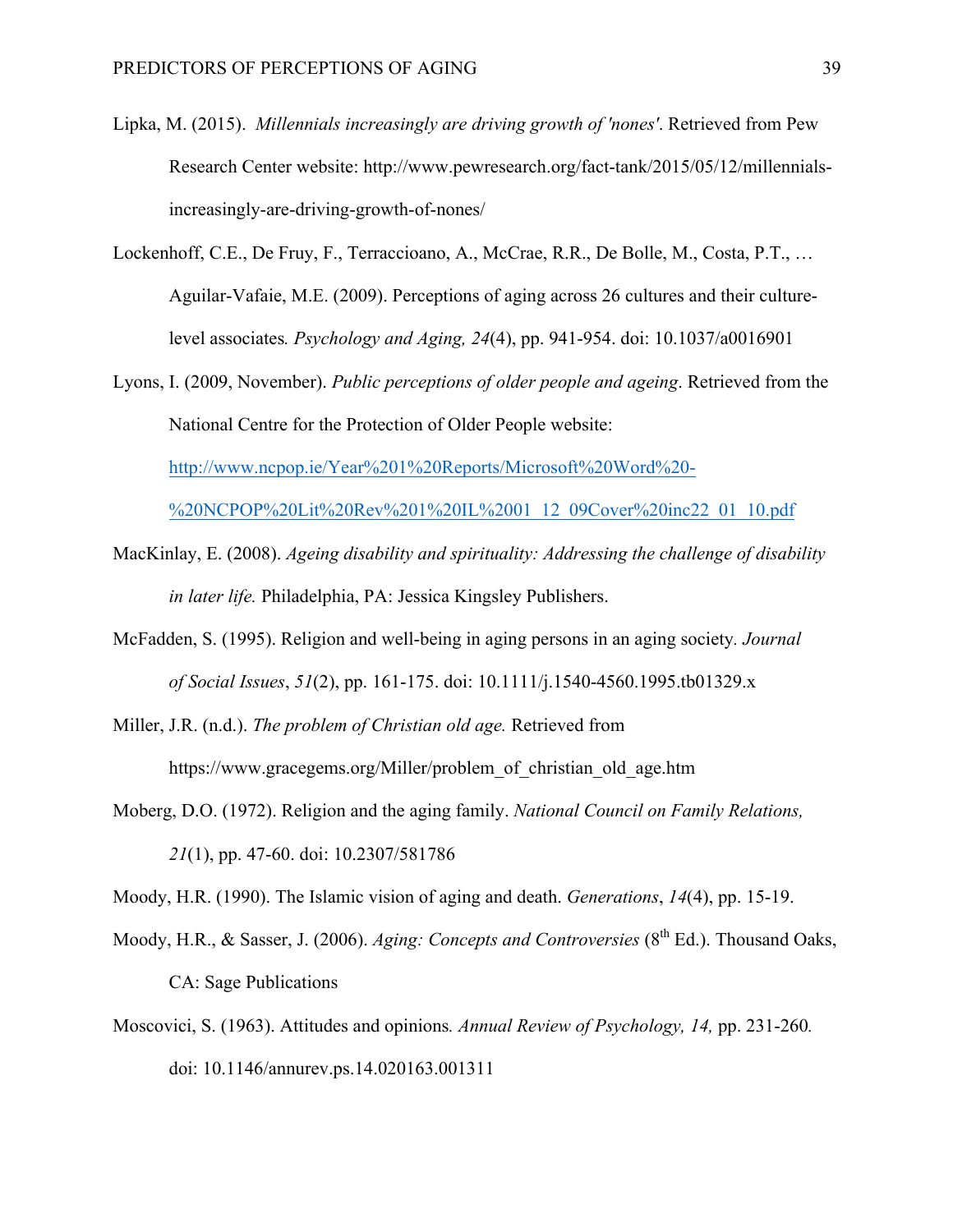Lipka, M. (2015). *Millennials increasingly are driving growth of 'nones'*. Retrieved from Pew Research Center website: http://www.pewresearch.org/fact-tank/2015/05/12/millennials-increasingly-are-driving-growth-of-nones/

Lockenhoff, C.E., De Fruy, F., Terraccioano, A., McCrae, R.R., De Bolle, M., Costa, P.T., … Aguilar-Vafaie, M.E. (2009). Perceptions of aging across 26 cultures and their culture-level associates. *Psychology and Aging, 24*(4), pp. 941-954. doi: 10.1037/a0016901

Lyons, I. (2009, November). *Public perceptions of older people and ageing*. Retrieved from the National Centre for the Protection of Older People website: http://www.ncpop.ie/Year%201%20Reports/Microsoft%20Word%20-%20NCPOP%20Lit%20Rev%201%20IL%2001_12_09Cover%20inc22_01_10.pdf

MacKinlay, E. (2008). *Ageing disability and spirituality: Addressing the challenge of disability in later life.* Philadelphia, PA: Jessica Kingsley Publishers.

McFadden, S. (1995). Religion and well-being in aging persons in an aging society. *Journal of Social Issues*, *51*(2), pp. 161-175. doi: 10.1111/j.1540-4560.1995.tb01329.x

Miller, J.R. (n.d.). *The problem of Christian old age.* Retrieved from https://www.gracegems.org/Miller/problem_of_christian_old_age.htm

Moberg, D.O. (1972). Religion and the aging family. *National Council on Family Relations, 21*(1), pp. 47-60. doi: 10.2307/581786

Moody, H.R. (1990). The Islamic vision of aging and death. *Generations*, *14*(4), pp. 15-19.

Moody, H.R., & Sasser, J. (2006). *Aging: Concepts and Controversies* (8th Ed.). Thousand Oaks, CA: Sage Publications

Moscovici, S. (1963). Attitudes and opinions. *Annual Review of Psychology, 14,* pp. 231-260. doi: 10.1146/annurev.ps.14.020163.001311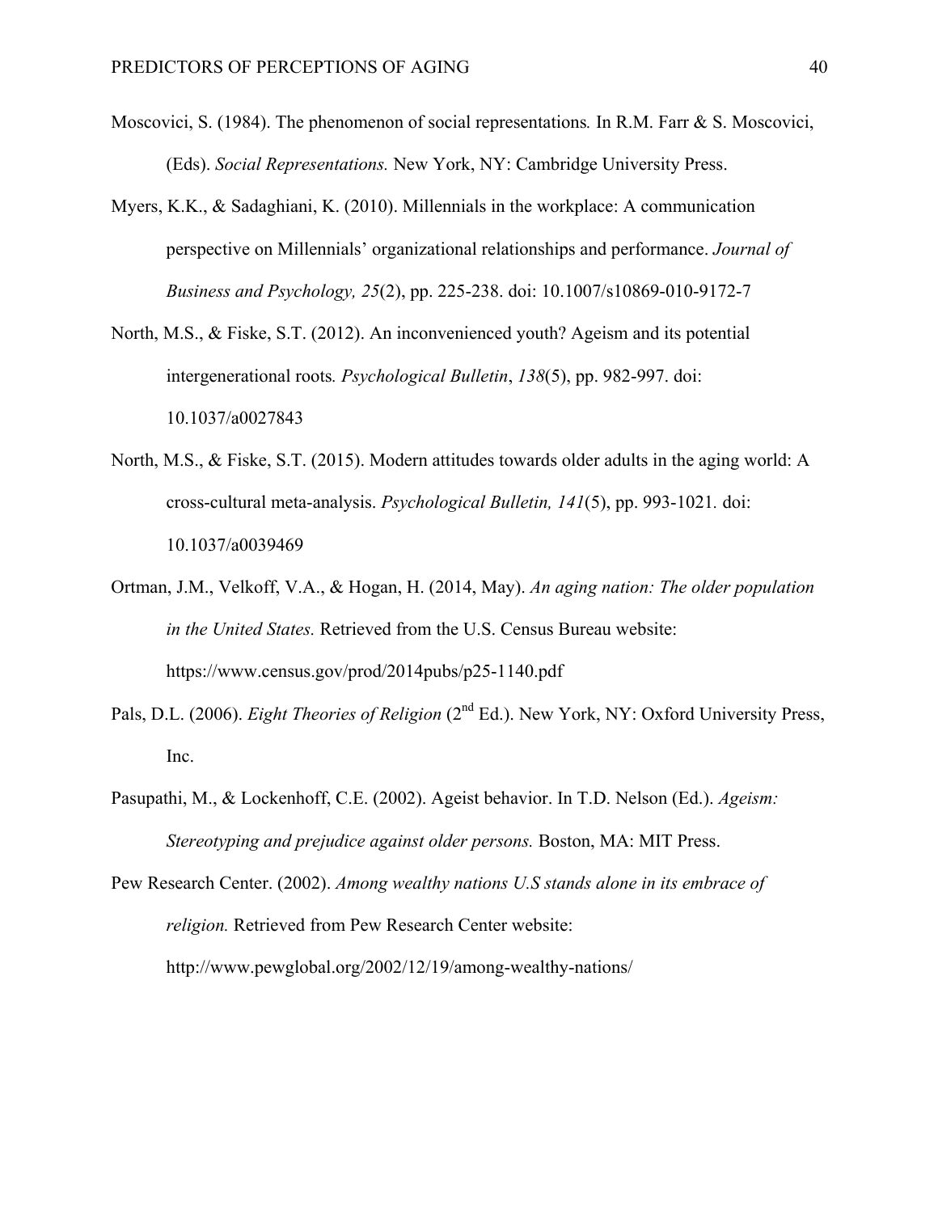Moscovici, S. (1984). The phenomenon of social representations*.* In R.M. Farr & S. Moscovici, (Eds). *Social Representations.* New York, NY: Cambridge University Press.

Myers, K.K., & Sadaghiani, K. (2010). Millennials in the workplace: A communication perspective on Millennials' organizational relationships and performance. *Journal of Business and Psychology, 25*(2), pp. 225-238. doi: 10.1007/s10869-010-9172-7

North, M.S., & Fiske, S.T. (2012). An inconvenienced youth? Ageism and its potential intergenerational roots*. Psychological Bulletin*, *138*(5), pp. 982-997. doi: 10.1037/a0027843

North, M.S., & Fiske, S.T. (2015). Modern attitudes towards older adults in the aging world: A cross-cultural meta-analysis. *Psychological Bulletin, 141*(5), pp. 993-1021. doi: 10.1037/a0039469

Ortman, J.M., Velkoff, V.A., & Hogan, H. (2014, May). *An aging nation: The older population in the United States.* Retrieved from the U.S. Census Bureau website: https://www.census.gov/prod/2014pubs/p25-1140.pdf

Pals, D.L. (2006). *Eight Theories of Religion* (2nd Ed.). New York, NY: Oxford University Press, Inc.

Pasupathi, M., & Lockenhoff, C.E. (2002). Ageist behavior. In T.D. Nelson (Ed.). *Ageism: Stereotyping and prejudice against older persons.* Boston, MA: MIT Press.

Pew Research Center. (2002). *Among wealthy nations U.S stands alone in its embrace of religion.* Retrieved from Pew Research Center website: http://www.pewglobal.org/2002/12/19/among-wealthy-nations/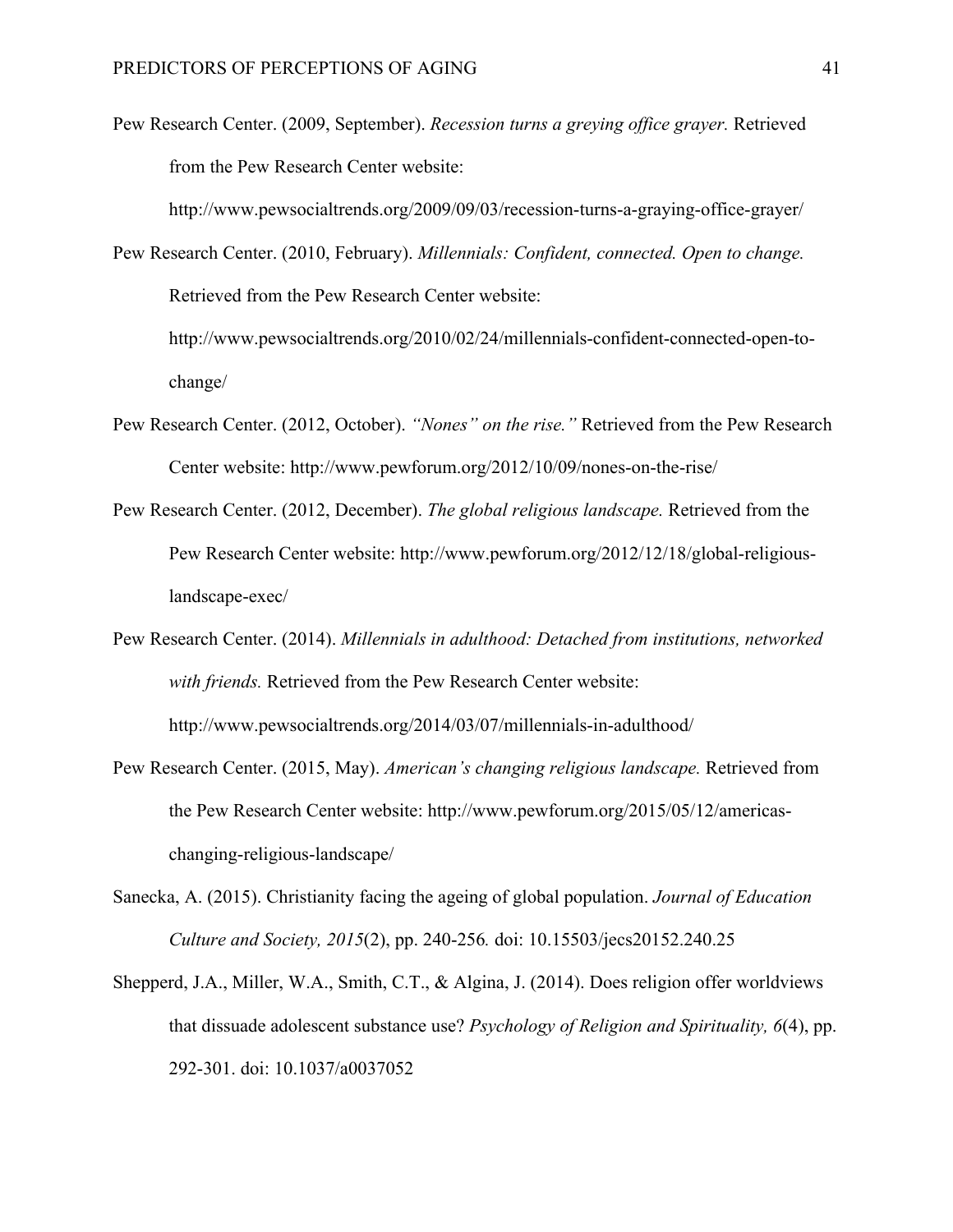Pew Research Center. (2009, September). *Recession turns a greying office grayer.* Retrieved from the Pew Research Center website: http://www.pewsocialtrends.org/2009/09/03/recession-turns-a-graying-office-grayer/

Pew Research Center. (2010, February). *Millennials: Confident, connected. Open to change.* Retrieved from the Pew Research Center website: http://www.pewsocialtrends.org/2010/02/24/millennials-confident-connected-open-to-change/

Pew Research Center. (2012, October). *"Nones" on the rise."* Retrieved from the Pew Research Center website: http://www.pewforum.org/2012/10/09/nones-on-the-rise/

Pew Research Center. (2012, December). *The global religious landscape.* Retrieved from the Pew Research Center website: http://www.pewforum.org/2012/12/18/global-religious-landscape-exec/

Pew Research Center. (2014). *Millennials in adulthood: Detached from institutions, networked with friends.* Retrieved from the Pew Research Center website: http://www.pewsocialtrends.org/2014/03/07/millennials-in-adulthood/

Pew Research Center. (2015, May). *American's changing religious landscape.* Retrieved from the Pew Research Center website: http://www.pewforum.org/2015/05/12/americas-changing-religious-landscape/

Sanecka, A. (2015). Christianity facing the ageing of global population. *Journal of Education Culture and Society, 2015*(2), pp. 240-256*.* doi: 10.15503/jecs20152.240.25

Shepperd, J.A., Miller, W.A., Smith, C.T., & Algina, J. (2014). Does religion offer worldviews that dissuade adolescent substance use? *Psychology of Religion and Spirituality, 6*(4), pp. 292-301. doi: 10.1037/a0037052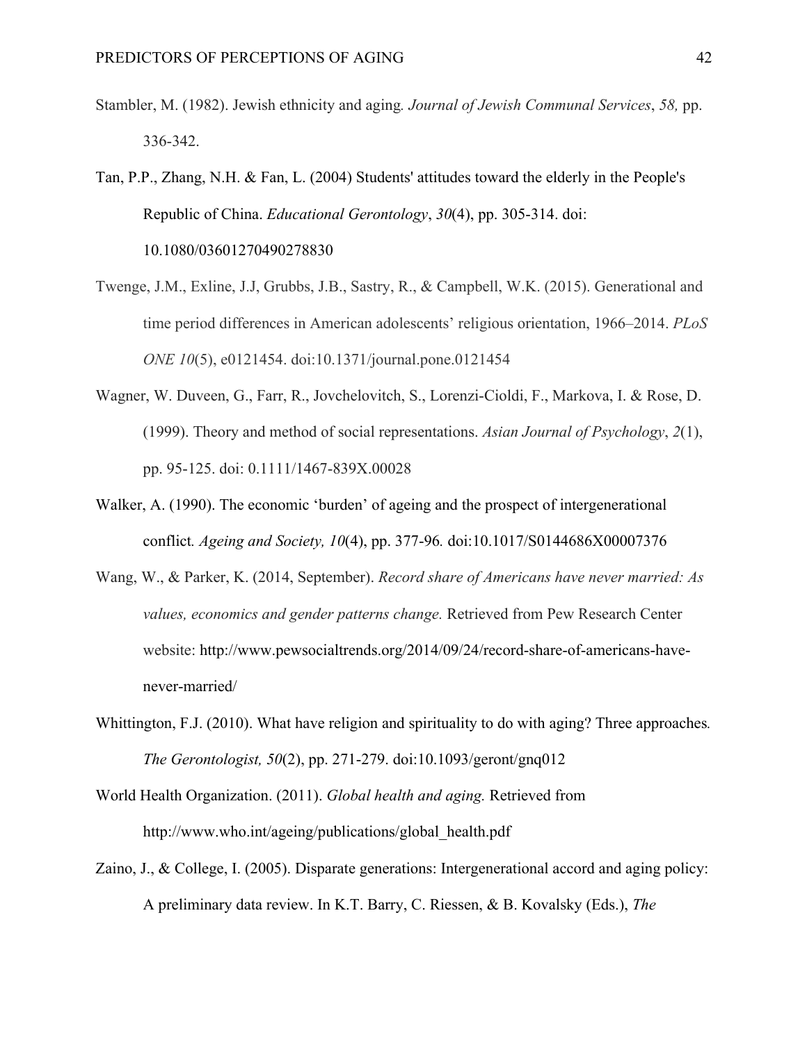Stambler, M. (1982). Jewish ethnicity and aging*.* *Journal of Jewish Communal Services*, *58,* pp. 336-342.

Tan, P.P., Zhang, N.H. & Fan, L. (2004) Students' attitudes toward the elderly in the People's Republic of China. *Educational Gerontology*, *30*(4), pp. 305-314. doi: 10.1080/03601270490278830

Twenge, J.M., Exline, J.J, Grubbs, J.B., Sastry, R., & Campbell, W.K. (2015). Generational and time period differences in American adolescents' religious orientation, 1966–2014. *PLoS ONE 10*(5), e0121454. doi:10.1371/journal.pone.0121454

Wagner, W. Duveen, G., Farr, R., Jovchelovitch, S., Lorenzi-Cioldi, F., Markova, I. & Rose, D. (1999). Theory and method of social representations. *Asian Journal of Psychology*, *2*(1), pp. 95-125. doi: 0.1111/1467-839X.00028

Walker, A. (1990). The economic 'burden' of ageing and the prospect of intergenerational conflict*. Ageing and Society, 10*(4), pp. 377-96*.* doi:10.1017/S0144686X00007376

Wang, W., & Parker, K. (2014, September). *Record share of Americans have never married: As values, economics and gender patterns change.* Retrieved from Pew Research Center website: http://www.pewsocialtrends.org/2014/09/24/record-share-of-americans-have-never-married/

Whittington, F.J. (2010). What have religion and spirituality to do with aging? Three approaches*. The Gerontologist, 50*(2), pp. 271-279. doi:10.1093/geront/gnq012

World Health Organization. (2011). *Global health and aging.* Retrieved from http://www.who.int/ageing/publications/global_health.pdf

Zaino, J., & College, I. (2005). Disparate generations: Intergenerational accord and aging policy: A preliminary data review. In K.T. Barry, C. Riessen, & B. Kovalsky (Eds.), *The*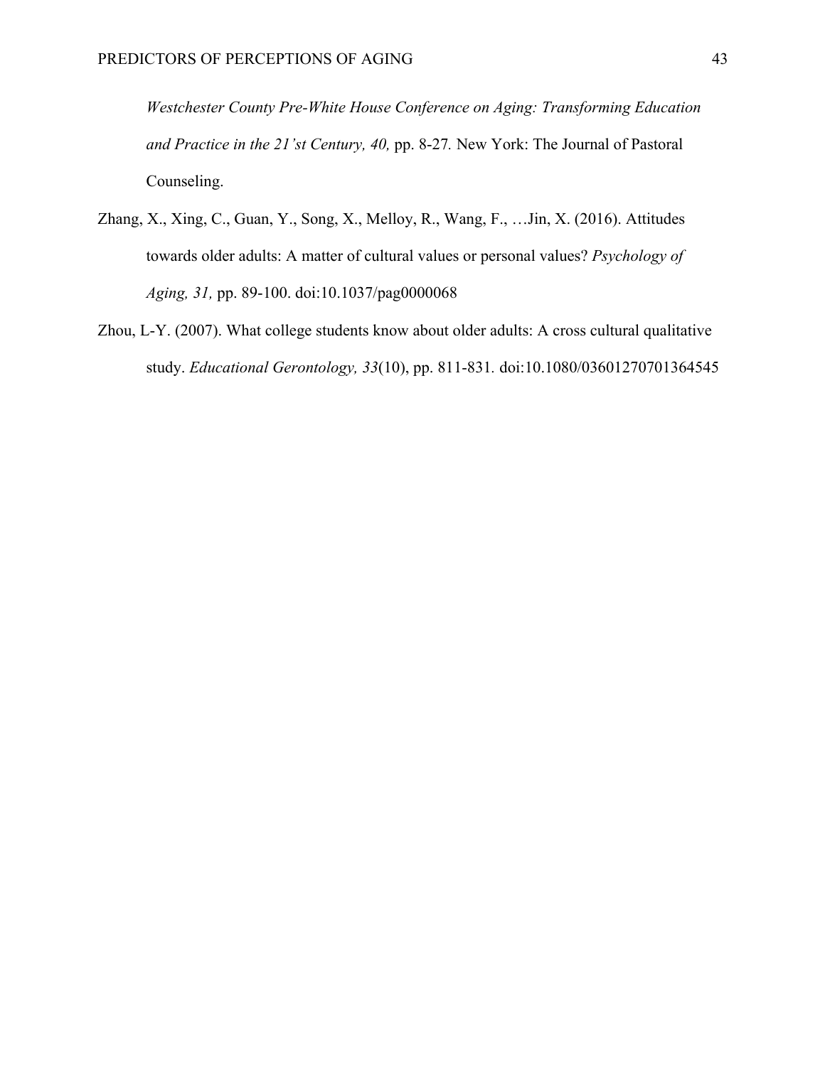*Westchester County Pre-White House Conference on Aging: Transforming Education and Practice in the 21'st Century, 40,* pp. 8-27. New York: The Journal of Pastoral Counseling.

Zhang, X., Xing, C., Guan, Y., Song, X., Melloy, R., Wang, F., …Jin, X. (2016). Attitudes towards older adults: A matter of cultural values or personal values? *Psychology of Aging, 31,* pp. 89-100. doi:10.1037/pag0000068

Zhou, L-Y. (2007). What college students know about older adults: A cross cultural qualitative study. *Educational Gerontology, 33*(10), pp. 811-831. doi:10.1080/03601270701364545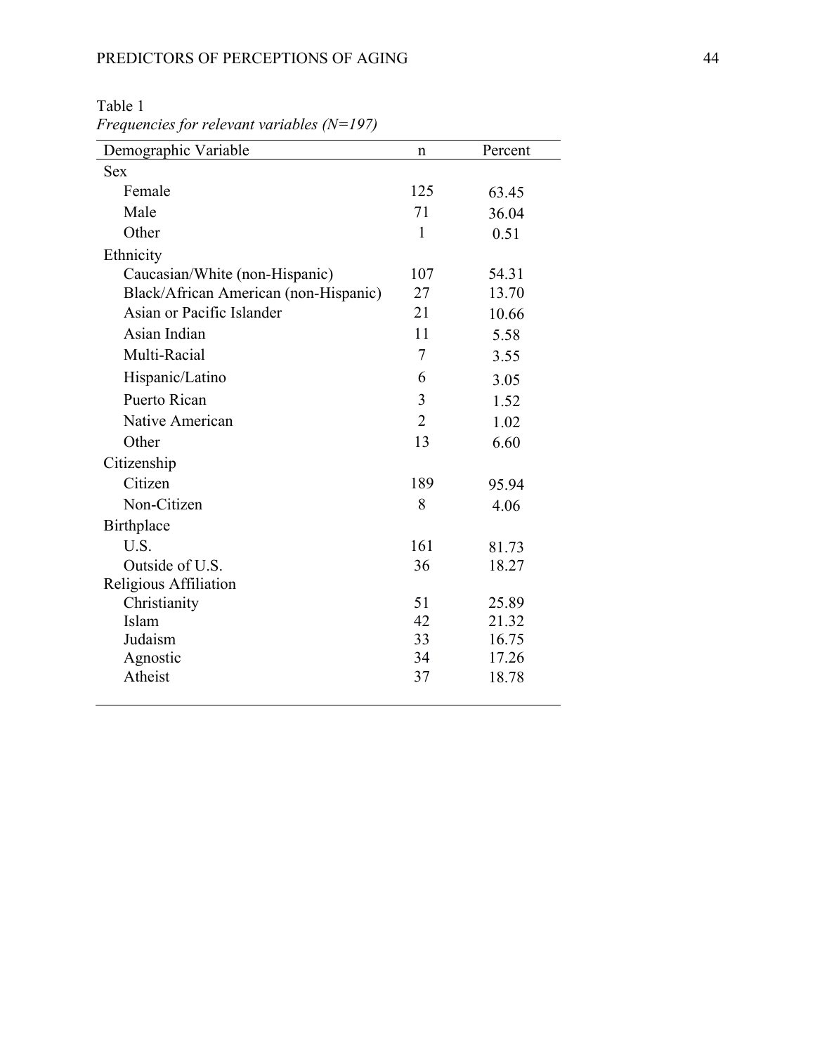Table 1

*Frequencies for relevant variables (N=197)*

| Demographic Variable | n | Percent |
|---|---|---|
| Sex | | |
| Female | 125 | 63.45 |
| Male | 71 | 36.04 |
| Other | 1 | 0.51 |
| Ethnicity | | |
| Caucasian/White (non-Hispanic) | 107 | 54.31 |
| Black/African American (non-Hispanic) | 27 | 13.70 |
| Asian or Pacific Islander | 21 | 10.66 |
| Asian Indian | 11 | 5.58 |
| Multi-Racial | 7 | 3.55 |
| Hispanic/Latino | 6 | 3.05 |
| Puerto Rican | 3 | 1.52 |
| Native American | 2 | 1.02 |
| Other | 13 | 6.60 |
| Citizenship | | |
| Citizen | 189 | 95.94 |
| Non-Citizen | 8 | 4.06 |
| Birthplace | | |
| U.S. | 161 | 81.73 |
| Outside of U.S. | 36 | 18.27 |
| Religious Affiliation | | |
| Christianity | 51 | 25.89 |
| Islam | 42 | 21.32 |
| Judaism | 33 | 16.75 |
| Agnostic | 34 | 17.26 |
| Atheist | 37 | 18.78 |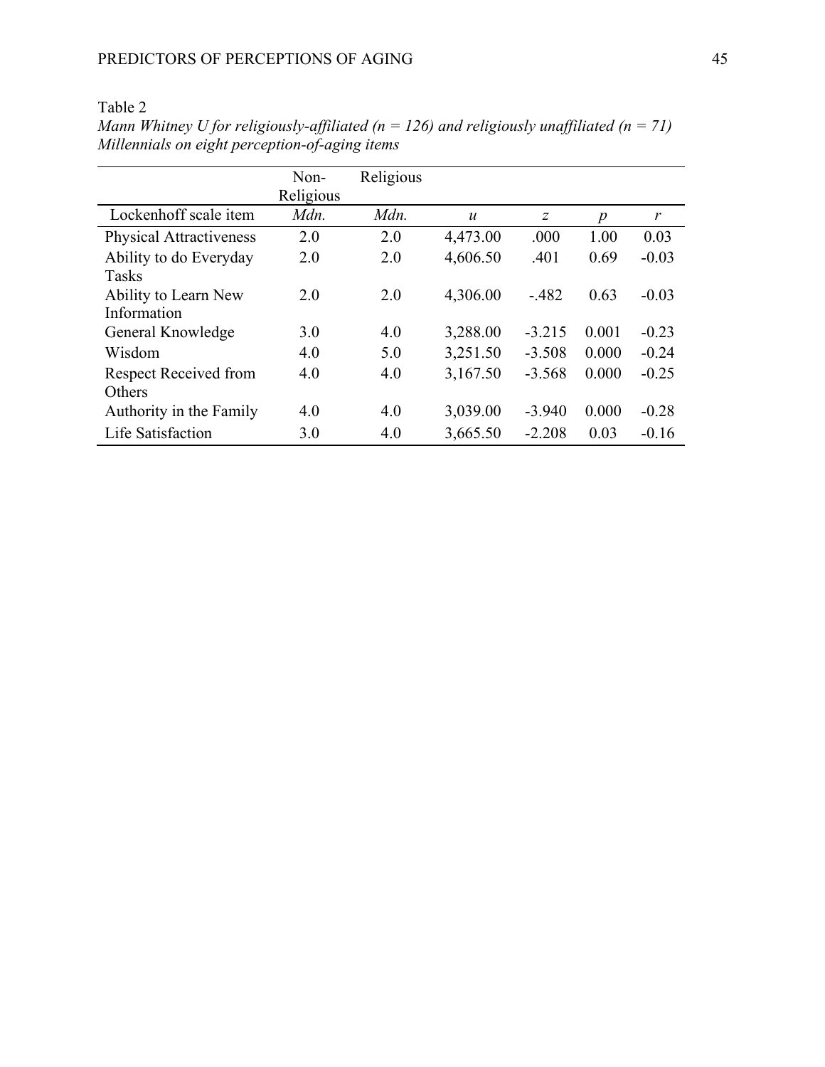Table 2

*Mann Whitney U for religiously-affiliated (n = 126) and religiously unaffiliated (n = 71) Millennials on eight perception-of-aging items*

| | Non-Religious | Religious | | | | |
|---|---|---|---|---|---|---|
| Lockenhoff scale item | *Mdn.* | *Mdn.* | *u* | *z* | *p* | *r* |
| Physical Attractiveness | 2.0 | 2.0 | 4,473.00 | .000 | 1.00 | 0.03 |
| Ability to do Everyday Tasks | 2.0 | 2.0 | 4,606.50 | .401 | 0.69 | -0.03 |
| Ability to Learn New Information | 2.0 | 2.0 | 4,306.00 | -.482 | 0.63 | -0.03 |
| General Knowledge | 3.0 | 4.0 | 3,288.00 | -3.215 | 0.001 | -0.23 |
| Wisdom | 4.0 | 5.0 | 3,251.50 | -3.508 | 0.000 | -0.24 |
| Respect Received from Others | 4.0 | 4.0 | 3,167.50 | -3.568 | 0.000 | -0.25 |
| Authority in the Family | 4.0 | 4.0 | 3,039.00 | -3.940 | 0.000 | -0.28 |
| Life Satisfaction | 3.0 | 4.0 | 3,665.50 | -2.208 | 0.03 | -0.16 |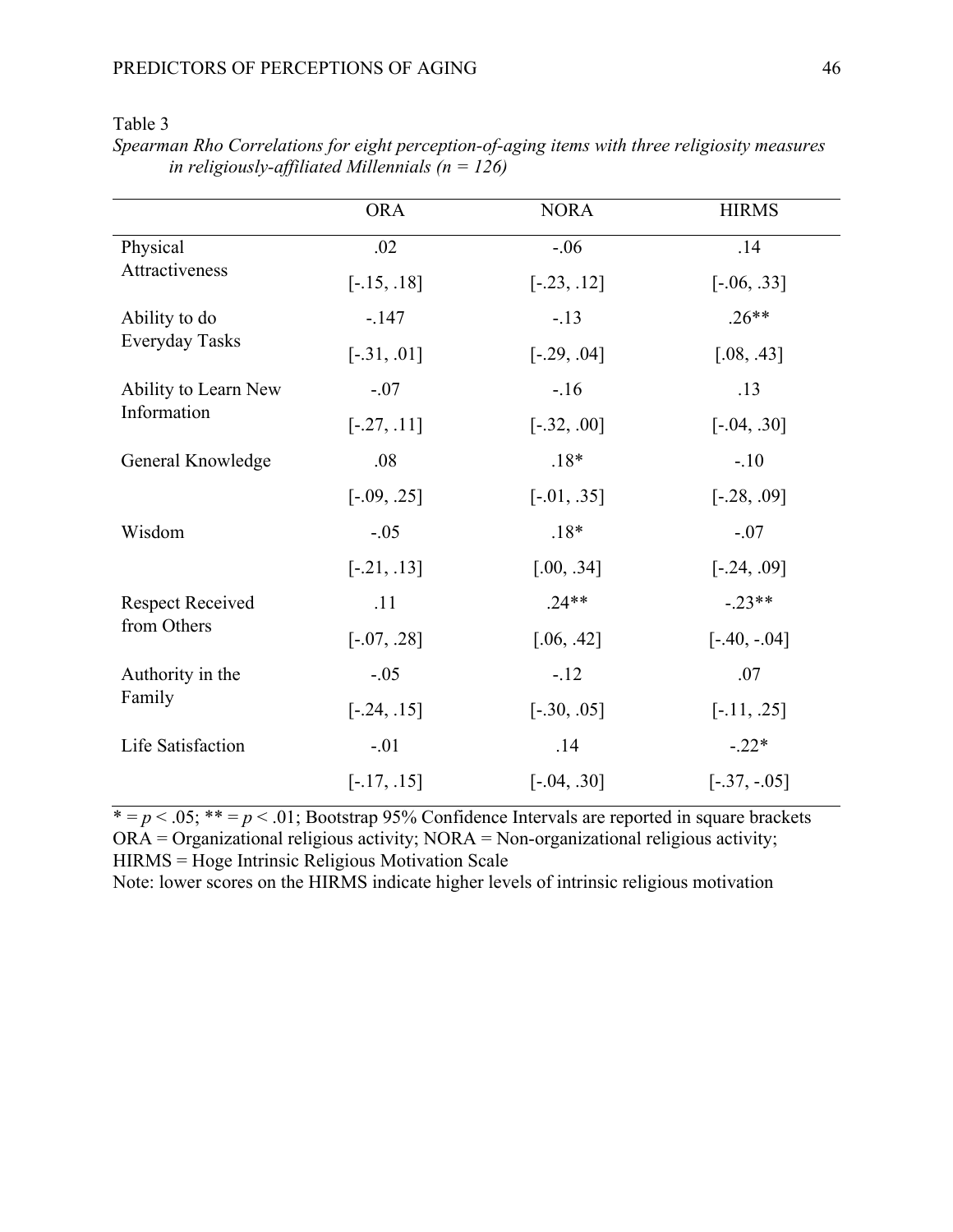Table 3

*Spearman Rho Correlations for eight perception-of-aging items with three religiosity measures in religiously-affiliated Millennials (n = 126)*

| | ORA | NORA | HIRMS |
|---|---|---|---|
| Physical Attractiveness | .02 | -.06 | .14 |
| | [-.15, .18] | [-.23, .12] | [-.06, .33] |
| Ability to do Everyday Tasks | -.147 | -.13 | .26** |
| | [-.31, .01] | [-.29, .04] | [.08, .43] |
| Ability to Learn New Information | -.07 | -.16 | .13 |
| | [-.27, .11] | [-.32, .00] | [-.04, .30] |
| General Knowledge | .08 | .18* | -.10 |
| | [-.09, .25] | [-.01, .35] | [-.28, .09] |
| Wisdom | -.05 | .18* | -.07 |
| | [-.21, .13] | [.00, .34] | [-.24, .09] |
| Respect Received from Others | .11 | .24** | -.23** |
| | [-.07, .28] | [.06, .42] | [-.40, -.04] |
| Authority in the Family | -.05 | -.12 | .07 |
| | [-.24, .15] | [-.30, .05] | [-.11, .25] |
| Life Satisfaction | -.01 | .14 | -.22* |
| | [-.17, .15] | [-.04, .30] | [-.37, -.05] |

* = $p < .05$; ** = $p < .01$; Bootstrap 95% Confidence Intervals are reported in square brackets

ORA = Organizational religious activity; NORA = Non-organizational religious activity; HIRMS = Hoge Intrinsic Religious Motivation Scale

Note: lower scores on the HIRMS indicate higher levels of intrinsic religious motivation